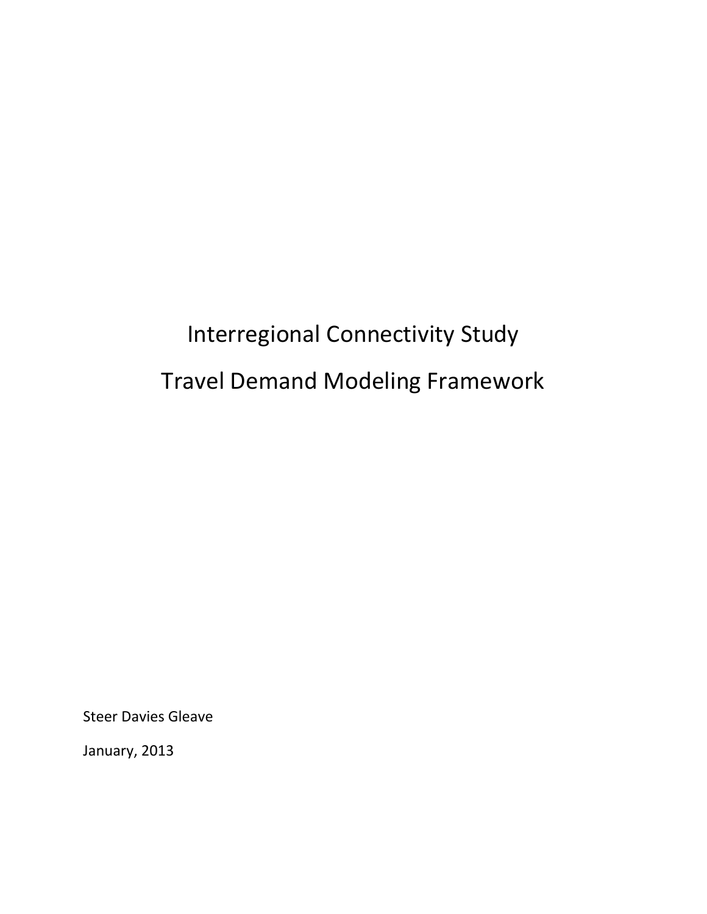# Interregional Connectivity Study

# Travel Demand Modeling Framework

Steer Davies Gleave

January, 2013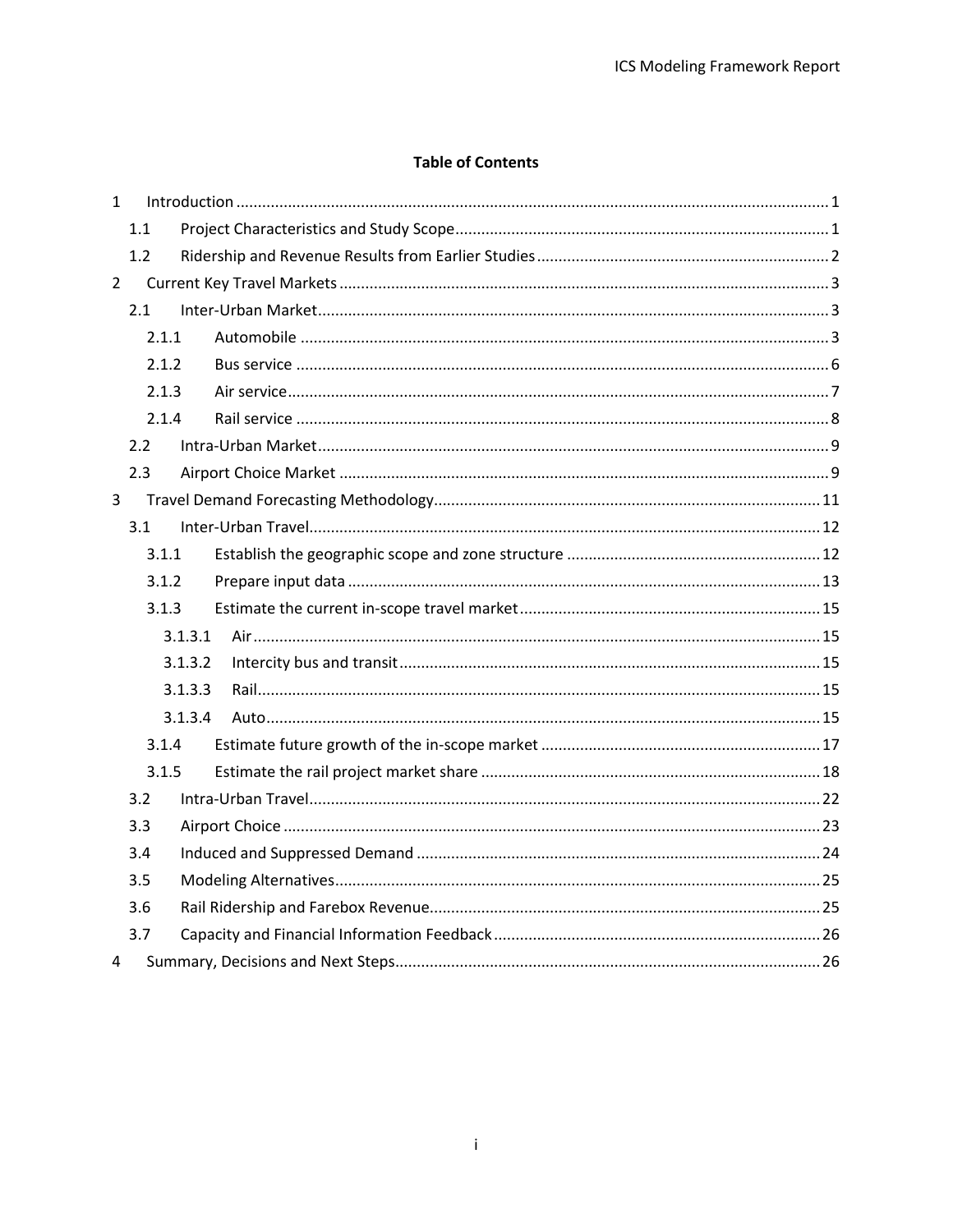## Table of Contents

- 1 Introduction ... 1
  - 1.1 Project Characteristics and Study Scope ... 1
  - 1.2 Ridership and Revenue Results from Earlier Studies ... 2
- 2 Current Key Travel Markets ... 3
  - 2.1 Inter-Urban Market ... 3
    - 2.1.1 Automobile ... 3
    - 2.1.2 Bus service ... 6
    - 2.1.3 Air service ... 7
    - 2.1.4 Rail service ... 8
  - 2.2 Intra-Urban Market ... 9
  - 2.3 Airport Choice Market ... 9
- 3 Travel Demand Forecasting Methodology ... 11
  - 3.1 Inter-Urban Travel ... 12
    - 3.1.1 Establish the geographic scope and zone structure ... 12
    - 3.1.2 Prepare input data ... 13
    - 3.1.3 Estimate the current in-scope travel market ... 15
      - 3.1.3.1 Air ... 15
      - 3.1.3.2 Intercity bus and transit ... 15
      - 3.1.3.3 Rail ... 15
      - 3.1.3.4 Auto ... 15
    - 3.1.4 Estimate future growth of the in-scope market ... 17
    - 3.1.5 Estimate the rail project market share ... 18
  - 3.2 Intra-Urban Travel ... 22
  - 3.3 Airport Choice ... 23
  - 3.4 Induced and Suppressed Demand ... 24
  - 3.5 Modeling Alternatives ... 25
  - 3.6 Rail Ridership and Farebox Revenue ... 25
  - 3.7 Capacity and Financial Information Feedback ... 26
- 4 Summary, Decisions and Next Steps ... 26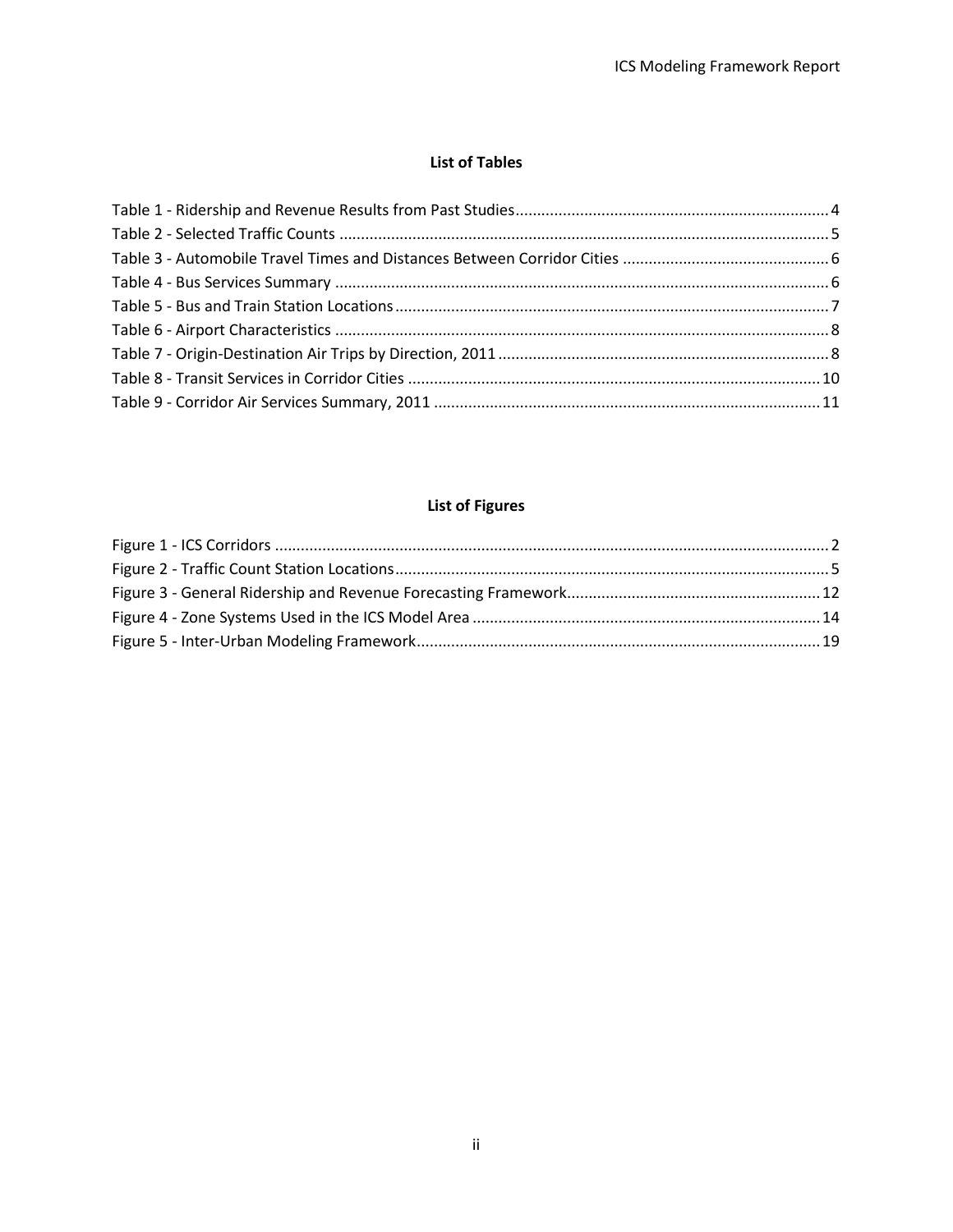**List of Tables**

Table 1 - Ridership and Revenue Results from Past Studies ........................................................................ 4
Table 2 - Selected Traffic Counts ................................................................................................................. 5
Table 3 - Automobile Travel Times and Distances Between Corridor Cities ................................................ 6
Table 4 - Bus Services Summary .................................................................................................................. 6
Table 5 - Bus and Train Station Locations .................................................................................................... 7
Table 6 - Airport Characteristics .................................................................................................................. 8
Table 7 - Origin-Destination Air Trips by Direction, 2011 ............................................................................ 8
Table 8 - Transit Services in Corridor Cities ............................................................................................... 10
Table 9 - Corridor Air Services Summary, 2011 ......................................................................................... 11

**List of Figures**

Figure 1 - ICS Corridors ................................................................................................................................ 2
Figure 2 - Traffic Count Station Locations .................................................................................................... 5
Figure 3 - General Ridership and Revenue Forecasting Framework ........................................................... 12
Figure 4 - Zone Systems Used in the ICS Model Area ................................................................................ 14
Figure 5 - Inter-Urban Modeling Framework ............................................................................................. 19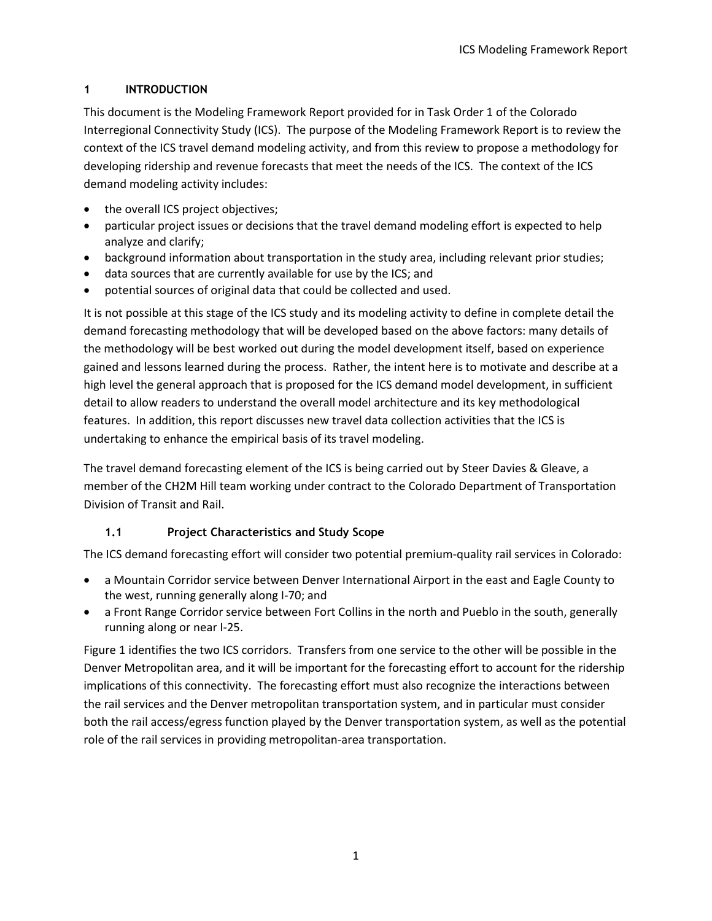# 1 INTRODUCTION

This document is the Modeling Framework Report provided for in Task Order 1 of the Colorado Interregional Connectivity Study (ICS). The purpose of the Modeling Framework Report is to review the context of the ICS travel demand modeling activity, and from this review to propose a methodology for developing ridership and revenue forecasts that meet the needs of the ICS. The context of the ICS demand modeling activity includes:

- the overall ICS project objectives;
- particular project issues or decisions that the travel demand modeling effort is expected to help analyze and clarify;
- background information about transportation in the study area, including relevant prior studies;
- data sources that are currently available for use by the ICS; and
- potential sources of original data that could be collected and used.

It is not possible at this stage of the ICS study and its modeling activity to define in complete detail the demand forecasting methodology that will be developed based on the above factors: many details of the methodology will be best worked out during the model development itself, based on experience gained and lessons learned during the process. Rather, the intent here is to motivate and describe at a high level the general approach that is proposed for the ICS demand model development, in sufficient detail to allow readers to understand the overall model architecture and its key methodological features. In addition, this report discusses new travel data collection activities that the ICS is undertaking to enhance the empirical basis of its travel modeling.

The travel demand forecasting element of the ICS is being carried out by Steer Davies & Gleave, a member of the CH2M Hill team working under contract to the Colorado Department of Transportation Division of Transit and Rail.

## 1.1 Project Characteristics and Study Scope

The ICS demand forecasting effort will consider two potential premium-quality rail services in Colorado:

- a Mountain Corridor service between Denver International Airport in the east and Eagle County to the west, running generally along I-70; and
- a Front Range Corridor service between Fort Collins in the north and Pueblo in the south, generally running along or near I-25.

Figure 1 identifies the two ICS corridors. Transfers from one service to the other will be possible in the Denver Metropolitan area, and it will be important for the forecasting effort to account for the ridership implications of this connectivity. The forecasting effort must also recognize the interactions between the rail services and the Denver metropolitan transportation system, and in particular must consider both the rail access/egress function played by the Denver transportation system, as well as the potential role of the rail services in providing metropolitan-area transportation.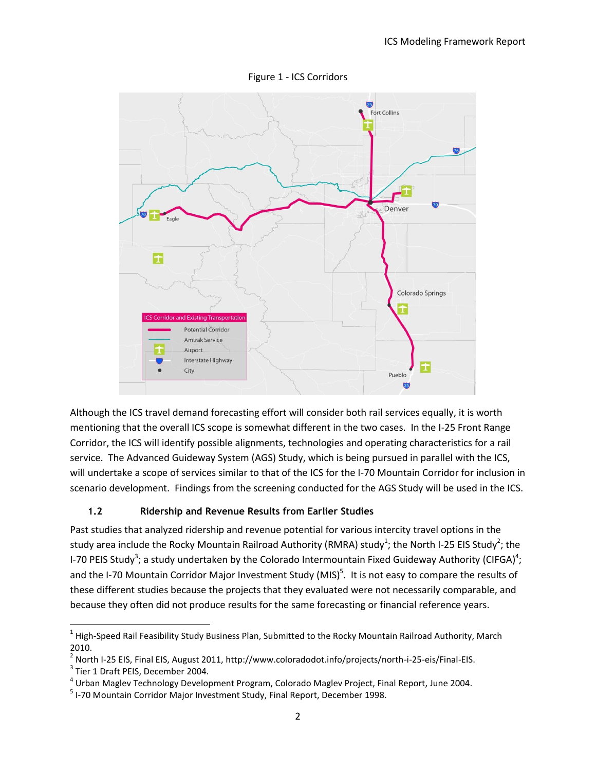Figure 1 - ICS Corridors

Although the ICS travel demand forecasting effort will consider both rail services equally, it is worth mentioning that the overall ICS scope is somewhat different in the two cases. In the I-25 Front Range Corridor, the ICS will identify possible alignments, technologies and operating characteristics for a rail service. The Advanced Guideway System (AGS) Study, which is being pursued in parallel with the ICS, will undertake a scope of services similar to that of the ICS for the I-70 Mountain Corridor for inclusion in scenario development. Findings from the screening conducted for the AGS Study will be used in the ICS.

### 1.2 Ridership and Revenue Results from Earlier Studies

Past studies that analyzed ridership and revenue potential for various intercity travel options in the study area include the Rocky Mountain Railroad Authority (RMRA) study[1]; the North I-25 EIS Study[2]; the I-70 PEIS Study[3]; a study undertaken by the Colorado Intermountain Fixed Guideway Authority (CIFGA)[4]; and the I-70 Mountain Corridor Major Investment Study (MIS)[5]. It is not easy to compare the results of these different studies because the projects that they evaluated were not necessarily comparable, and because they often did not produce results for the same forecasting or financial reference years.

---

[1] High-Speed Rail Feasibility Study Business Plan, Submitted to the Rocky Mountain Railroad Authority, March 2010.

[2] North I-25 EIS, Final EIS, August 2011, http://www.coloradodot.info/projects/north-i-25-eis/Final-EIS.

[3] Tier 1 Draft PEIS, December 2004.

[4] Urban Maglev Technology Development Program, Colorado Maglev Project, Final Report, June 2004.

[5] I-70 Mountain Corridor Major Investment Study, Final Report, December 1998.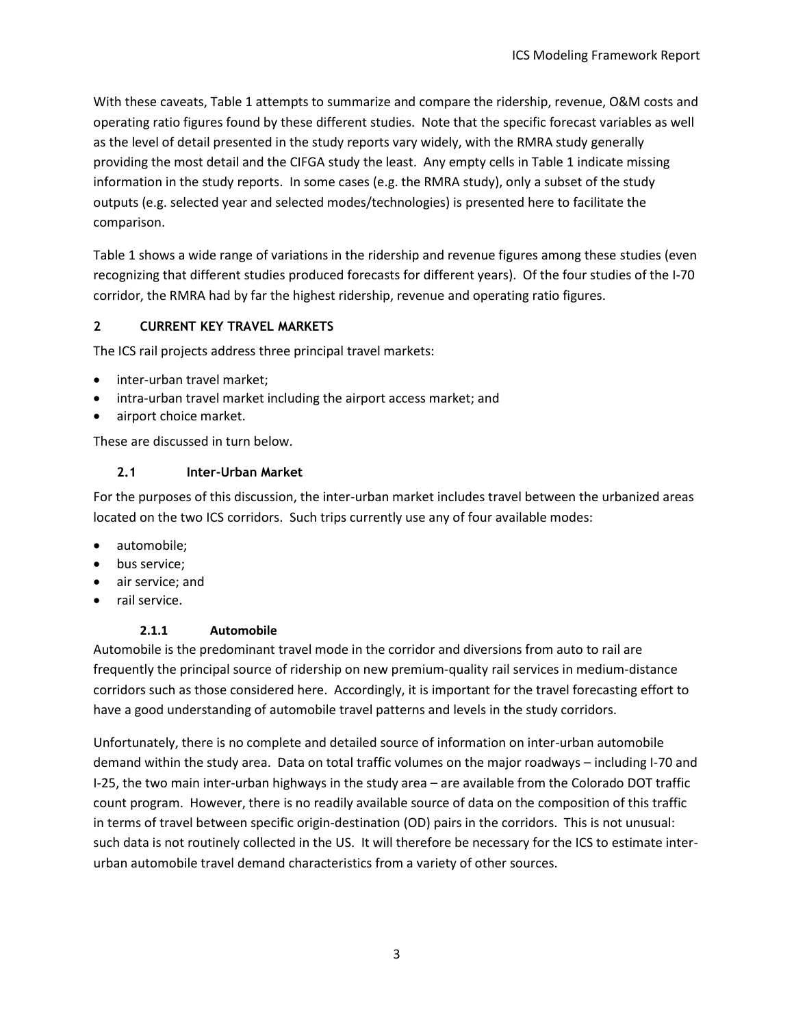With these caveats, Table 1 attempts to summarize and compare the ridership, revenue, O&M costs and operating ratio figures found by these different studies. Note that the specific forecast variables as well as the level of detail presented in the study reports vary widely, with the RMRA study generally providing the most detail and the CIFGA study the least. Any empty cells in Table 1 indicate missing information in the study reports. In some cases (e.g. the RMRA study), only a subset of the study outputs (e.g. selected year and selected modes/technologies) is presented here to facilitate the comparison.

Table 1 shows a wide range of variations in the ridership and revenue figures among these studies (even recognizing that different studies produced forecasts for different years). Of the four studies of the I-70 corridor, the RMRA had by far the highest ridership, revenue and operating ratio figures.

# 2 CURRENT KEY TRAVEL MARKETS

The ICS rail projects address three principal travel markets:

- inter-urban travel market;
- intra-urban travel market including the airport access market; and
- airport choice market.

These are discussed in turn below.

## 2.1 Inter-Urban Market

For the purposes of this discussion, the inter-urban market includes travel between the urbanized areas located on the two ICS corridors. Such trips currently use any of four available modes:

- automobile;
- bus service;
- air service; and
- rail service.

### 2.1.1 Automobile

Automobile is the predominant travel mode in the corridor and diversions from auto to rail are frequently the principal source of ridership on new premium-quality rail services in medium-distance corridors such as those considered here. Accordingly, it is important for the travel forecasting effort to have a good understanding of automobile travel patterns and levels in the study corridors.

Unfortunately, there is no complete and detailed source of information on inter-urban automobile demand within the study area. Data on total traffic volumes on the major roadways – including I-70 and I-25, the two main inter-urban highways in the study area – are available from the Colorado DOT traffic count program. However, there is no readily available source of data on the composition of this traffic in terms of travel between specific origin-destination (OD) pairs in the corridors. This is not unusual: such data is not routinely collected in the US. It will therefore be necessary for the ICS to estimate inter-urban automobile travel demand characteristics from a variety of other sources.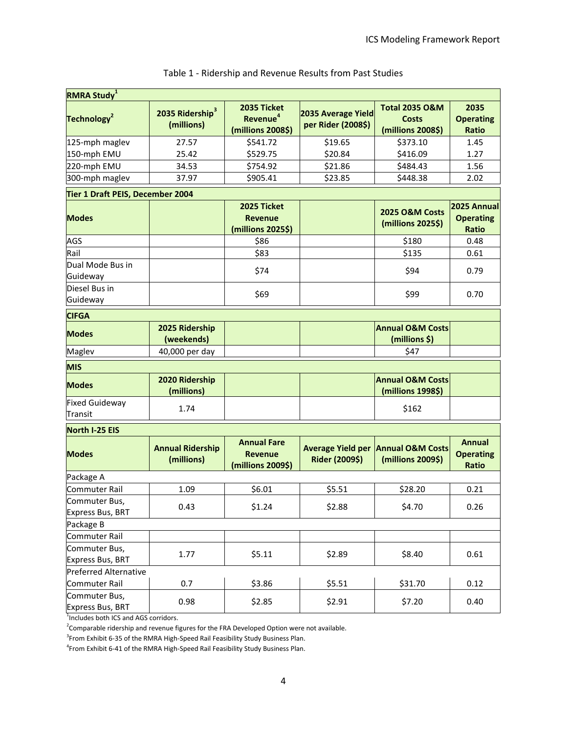Table 1 - Ridership and Revenue Results from Past Studies

| RMRA Study[1] | | | | | |
|---|---|---|---|---|---|
| Technology[2] | 2035 Ridership[3] (millions) | 2035 Ticket Revenue[4] (millions 2008$) | 2035 Average Yield per Rider (2008$) | Total 2035 O&M Costs (millions 2008$) | 2035 Operating Ratio |
| 125-mph maglev | 27.57 | $541.72 | $19.65 | $373.10 | 1.45 |
| 150-mph EMU | 25.42 | $529.75 | $20.84 | $416.09 | 1.27 |
| 220-mph EMU | 34.53 | $754.92 | $21.86 | $484.43 | 1.56 |
| 300-mph maglev | 37.97 | $905.41 | $23.85 | $448.38 | 2.02 |
| **Tier 1 Draft PEIS, December 2004** | | | | | |
| **Modes** | | **2025 Ticket Revenue (millions 2025$)** | | **2025 O&M Costs (millions 2025$)** | **2025 Annual Operating Ratio** |
| AGS | | $86 | | $180 | 0.48 |
| Rail | | $83 | | $135 | 0.61 |
| Dual Mode Bus in Guideway | | $74 | | $94 | 0.79 |
| Diesel Bus in Guideway | | $69 | | $99 | 0.70 |
| **CIFGA** | | | | | |
| **Modes** | **2025 Ridership (weekends)** | | | **Annual O&M Costs (millions $)** | |
| Maglev | 40,000 per day | | | $47 | |
| **MIS** | | | | | |
| **Modes** | **2020 Ridership (millions)** | | | **Annual O&M Costs (millions 1998$)** | |
| Fixed Guideway Transit | 1.74 | | | $162 | |
| **North I-25 EIS** | | | | | |
| **Modes** | **Annual Ridership (millions)** | **Annual Fare Revenue (millions 2009$)** | **Average Yield per Rider (2009$)** | **Annual O&M Costs (millions 2009$)** | **Annual Operating Ratio** |
| Package A | | | | | |
| Commuter Rail | 1.09 | $6.01 | $5.51 | $28.20 | 0.21 |
| Commuter Bus, Express Bus, BRT | 0.43 | $1.24 | $2.88 | $4.70 | 0.26 |
| Package B | | | | | |
| Commuter Rail | | | | | |
| Commuter Bus, Express Bus, BRT | 1.77 | $5.11 | $2.89 | $8.40 | 0.61 |
| Preferred Alternative | | | | | |
| Commuter Rail | 0.7 | $3.86 | $5.51 | $31.70 | 0.12 |
| Commuter Bus, Express Bus, BRT | 0.98 | $2.85 | $2.91 | $7.20 | 0.40 |

[1] Includes both ICS and AGS corridors.

[2] Comparable ridership and revenue figures for the FRA Developed Option were not available.

[3] From Exhibit 6-35 of the RMRA High-Speed Rail Feasibility Study Business Plan.

[4] From Exhibit 6-41 of the RMRA High-Speed Rail Feasibility Study Business Plan.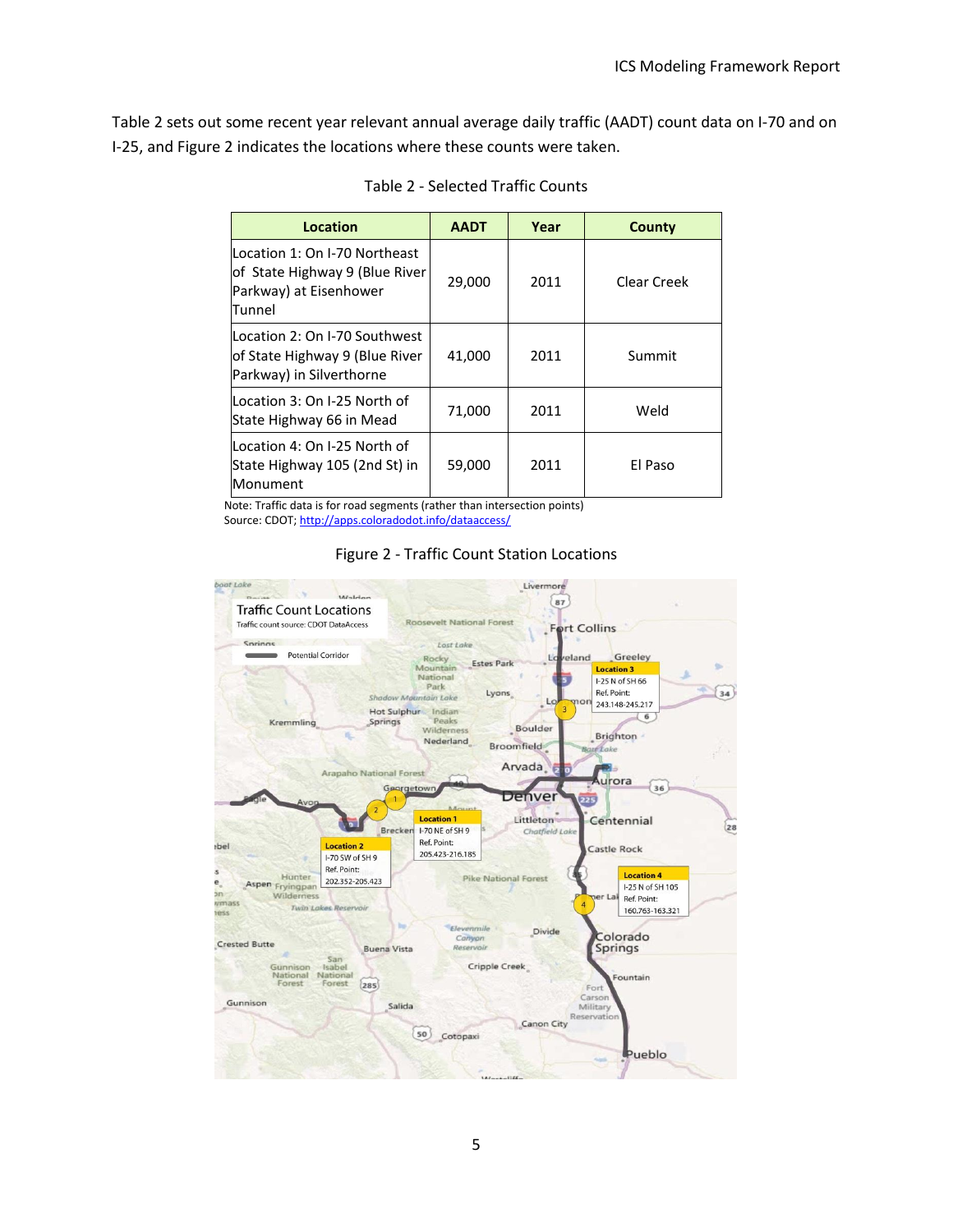Table 2 sets out some recent year relevant annual average daily traffic (AADT) count data on I-70 and on I-25, and Figure 2 indicates the locations where these counts were taken.

Table 2 - Selected Traffic Counts

| Location | AADT | Year | County |
|---|---|---|---|
| Location 1: On I-70 Northeast of State Highway 9 (Blue River Parkway) at Eisenhower Tunnel | 29,000 | 2011 | Clear Creek |
| Location 2: On I-70 Southwest of State Highway 9 (Blue River Parkway) in Silverthorne | 41,000 | 2011 | Summit |
| Location 3: On I-25 North of State Highway 66 in Mead | 71,000 | 2011 | Weld |
| Location 4: On I-25 North of State Highway 105 (2nd St) in Monument | 59,000 | 2011 | El Paso |

Note: Traffic data is for road segments (rather than intersection points)
Source: CDOT; http://apps.coloradodot.info/dataaccess/

Figure 2 - Traffic Count Station Locations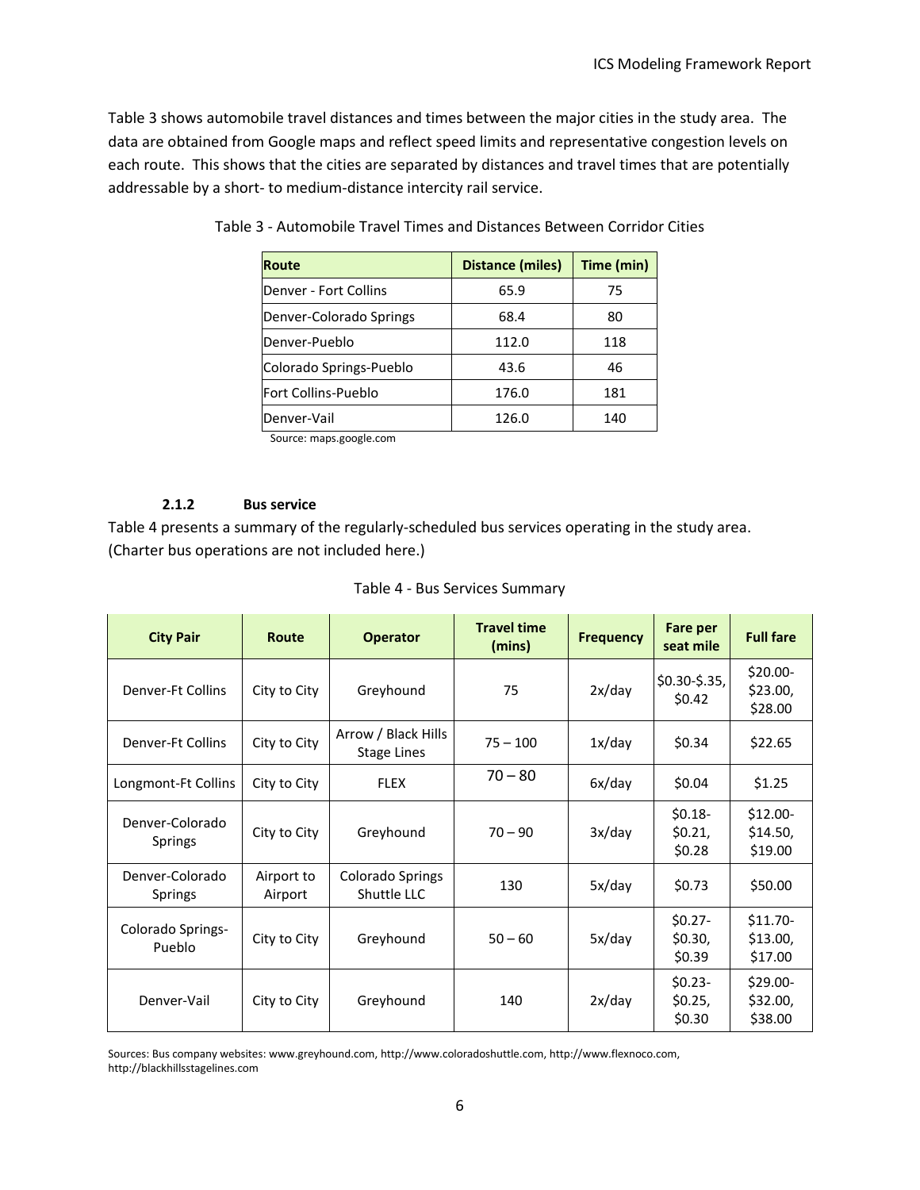Table 3 shows automobile travel distances and times between the major cities in the study area. The data are obtained from Google maps and reflect speed limits and representative congestion levels on each route. This shows that the cities are separated by distances and travel times that are potentially addressable by a short- to medium-distance intercity rail service.

Table 3 - Automobile Travel Times and Distances Between Corridor Cities

| Route | Distance (miles) | Time (min) |
|---|---|---|
| Denver - Fort Collins | 65.9 | 75 |
| Denver-Colorado Springs | 68.4 | 80 |
| Denver-Pueblo | 112.0 | 118 |
| Colorado Springs-Pueblo | 43.6 | 46 |
| Fort Collins-Pueblo | 176.0 | 181 |
| Denver-Vail | 126.0 | 140 |

Source: maps.google.com

#### 2.1.2 Bus service

Table 4 presents a summary of the regularly-scheduled bus services operating in the study area. (Charter bus operations are not included here.)

Table 4 - Bus Services Summary

| City Pair | Route | Operator | Travel time (mins) | Frequency | Fare per seat mile | Full fare |
|---|---|---|---|---|---|---|
| Denver-Ft Collins | City to City | Greyhound | 75 | 2x/day | $0.30-$.35, $0.42 | $20.00-$23.00, $28.00 |
| Denver-Ft Collins | City to City | Arrow / Black Hills Stage Lines | 75 – 100 | 1x/day | $0.34 | $22.65 |
| Longmont-Ft Collins | City to City | FLEX | 70 – 80 | 6x/day | $0.04 | $1.25 |
| Denver-Colorado Springs | City to City | Greyhound | 70 – 90 | 3x/day | $0.18-$0.21, $0.28 | $12.00-$14.50, $19.00 |
| Denver-Colorado Springs | Airport to Airport | Colorado Springs Shuttle LLC | 130 | 5x/day | $0.73 | $50.00 |
| Colorado Springs-Pueblo | City to City | Greyhound | 50 – 60 | 5x/day | $0.27-$0.30, $0.39 | $11.70-$13.00, $17.00 |
| Denver-Vail | City to City | Greyhound | 140 | 2x/day | $0.23-$0.25, $0.30 | $29.00-$32.00, $38.00 |

Sources: Bus company websites: www.greyhound.com, http://www.coloradoshuttle.com, http://www.flexnoco.com, http://blackhillsstagelines.com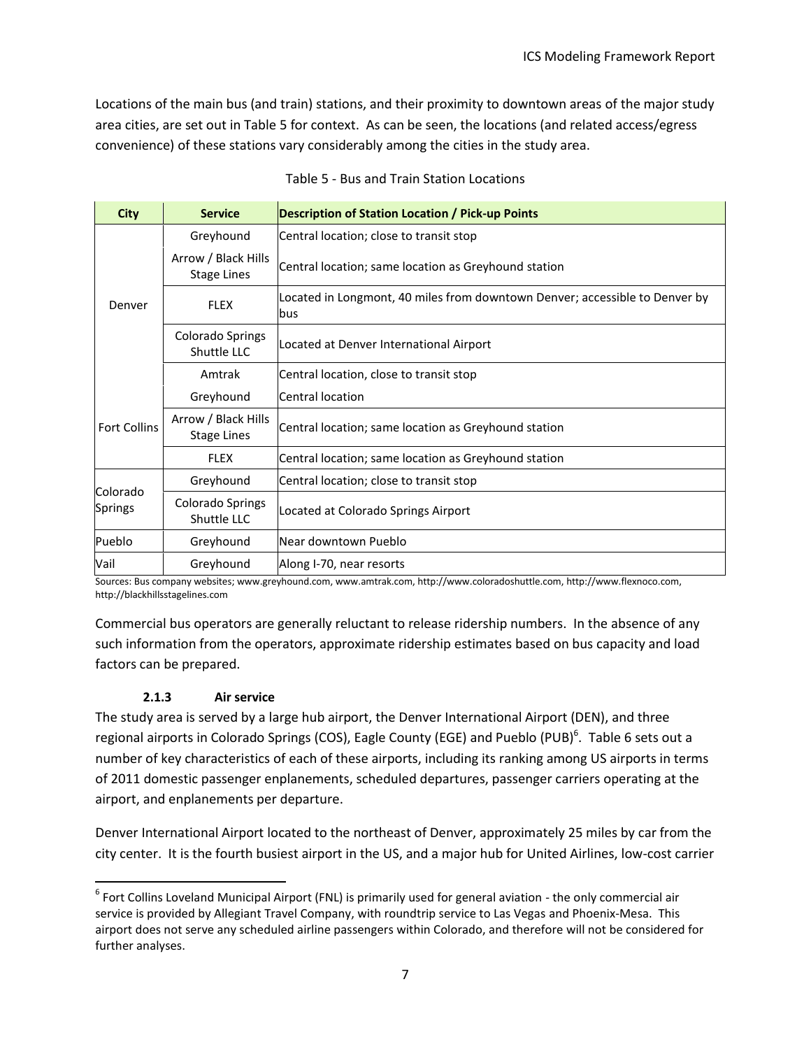Locations of the main bus (and train) stations, and their proximity to downtown areas of the major study area cities, are set out in Table 5 for context. As can be seen, the locations (and related access/egress convenience) of these stations vary considerably among the cities in the study area.

Table 5 - Bus and Train Station Locations

| City | Service | Description of Station Location / Pick-up Points |
|---|---|---|
| Denver | Greyhound | Central location; close to transit stop |
| | Arrow / Black Hills Stage Lines | Central location; same location as Greyhound station |
| | FLEX | Located in Longmont, 40 miles from downtown Denver; accessible to Denver by bus |
| | Colorado Springs Shuttle LLC | Located at Denver International Airport |
| | Amtrak | Central location, close to transit stop |
| Fort Collins | Greyhound | Central location |
| | Arrow / Black Hills Stage Lines | Central location; same location as Greyhound station |
| | FLEX | Central location; same location as Greyhound station |
| Colorado Springs | Greyhound | Central location; close to transit stop |
| | Colorado Springs Shuttle LLC | Located at Colorado Springs Airport |
| Pueblo | Greyhound | Near downtown Pueblo |
| Vail | Greyhound | Along I-70, near resorts |

Sources: Bus company websites; www.greyhound.com, www.amtrak.com, http://www.coloradoshuttle.com, http://www.flexnoco.com, http://blackhillsstagelines.com

Commercial bus operators are generally reluctant to release ridership numbers. In the absence of any such information from the operators, approximate ridership estimates based on bus capacity and load factors can be prepared.

#### 2.1.3 Air service

The study area is served by a large hub airport, the Denver International Airport (DEN), and three regional airports in Colorado Springs (COS), Eagle County (EGE) and Pueblo (PUB)[6]. Table 6 sets out a number of key characteristics of each of these airports, including its ranking among US airports in terms of 2011 domestic passenger enplanements, scheduled departures, passenger carriers operating at the airport, and enplanements per departure.

Denver International Airport located to the northeast of Denver, approximately 25 miles by car from the city center. It is the fourth busiest airport in the US, and a major hub for United Airlines, low-cost carrier

[6] Fort Collins Loveland Municipal Airport (FNL) is primarily used for general aviation - the only commercial air service is provided by Allegiant Travel Company, with roundtrip service to Las Vegas and Phoenix-Mesa. This airport does not serve any scheduled airline passengers within Colorado, and therefore will not be considered for further analyses.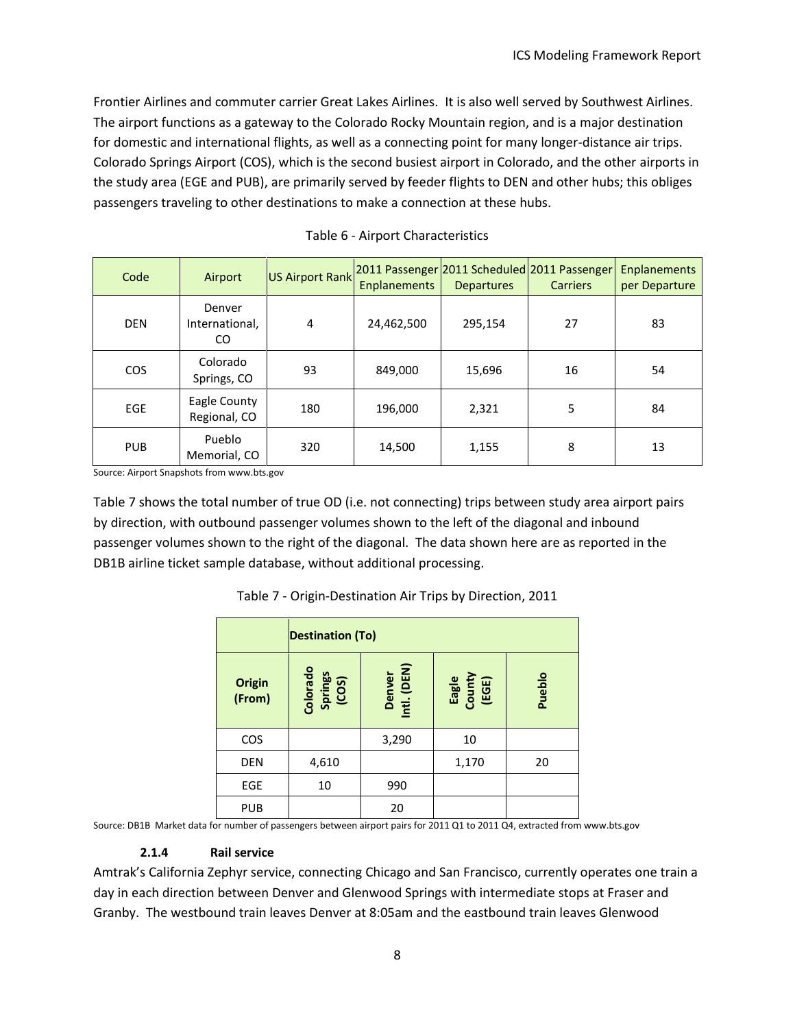Frontier Airlines and commuter carrier Great Lakes Airlines. It is also well served by Southwest Airlines. The airport functions as a gateway to the Colorado Rocky Mountain region, and is a major destination for domestic and international flights, as well as a connecting point for many longer-distance air trips. Colorado Springs Airport (COS), which is the second busiest airport in Colorado, and the other airports in the study area (EGE and PUB), are primarily served by feeder flights to DEN and other hubs; this obliges passengers traveling to other destinations to make a connection at these hubs.

Table 6 - Airport Characteristics

| Code | Airport | US Airport Rank | 2011 Passenger Enplanements | 2011 Scheduled Departures | 2011 Passenger Carriers | Enplanements per Departure |
|---|---|---|---|---|---|---|
| DEN | Denver International, CO | 4 | 24,462,500 | 295,154 | 27 | 83 |
| COS | Colorado Springs, CO | 93 | 849,000 | 15,696 | 16 | 54 |
| EGE | Eagle County Regional, CO | 180 | 196,000 | 2,321 | 5 | 84 |
| PUB | Pueblo Memorial, CO | 320 | 14,500 | 1,155 | 8 | 13 |

Source: Airport Snapshots from www.bts.gov

Table 7 shows the total number of true OD (i.e. not connecting) trips between study area airport pairs by direction, with outbound passenger volumes shown to the left of the diagonal and inbound passenger volumes shown to the right of the diagonal. The data shown here are as reported in the DB1B airline ticket sample database, without additional processing.

Table 7 - Origin-Destination Air Trips by Direction, 2011

| | **Destination (To)** | | | |
|---|---|---|---|---|
| **Origin (From)** | **Colorado Springs (COS)** | **Denver Intl. (DEN)** | **Eagle County (EGE)** | **Pueblo** |
| COS | | 3,290 | 10 | |
| DEN | 4,610 | | 1,170 | 20 |
| EGE | 10 | 990 | | |
| PUB | | 20 | | |

Source: DB1B Market data for number of passengers between airport pairs for 2011 Q1 to 2011 Q4, extracted from www.bts.gov

### 2.1.4 Rail service

Amtrak's California Zephyr service, connecting Chicago and San Francisco, currently operates one train a day in each direction between Denver and Glenwood Springs with intermediate stops at Fraser and Granby. The westbound train leaves Denver at 8:05am and the eastbound train leaves Glenwood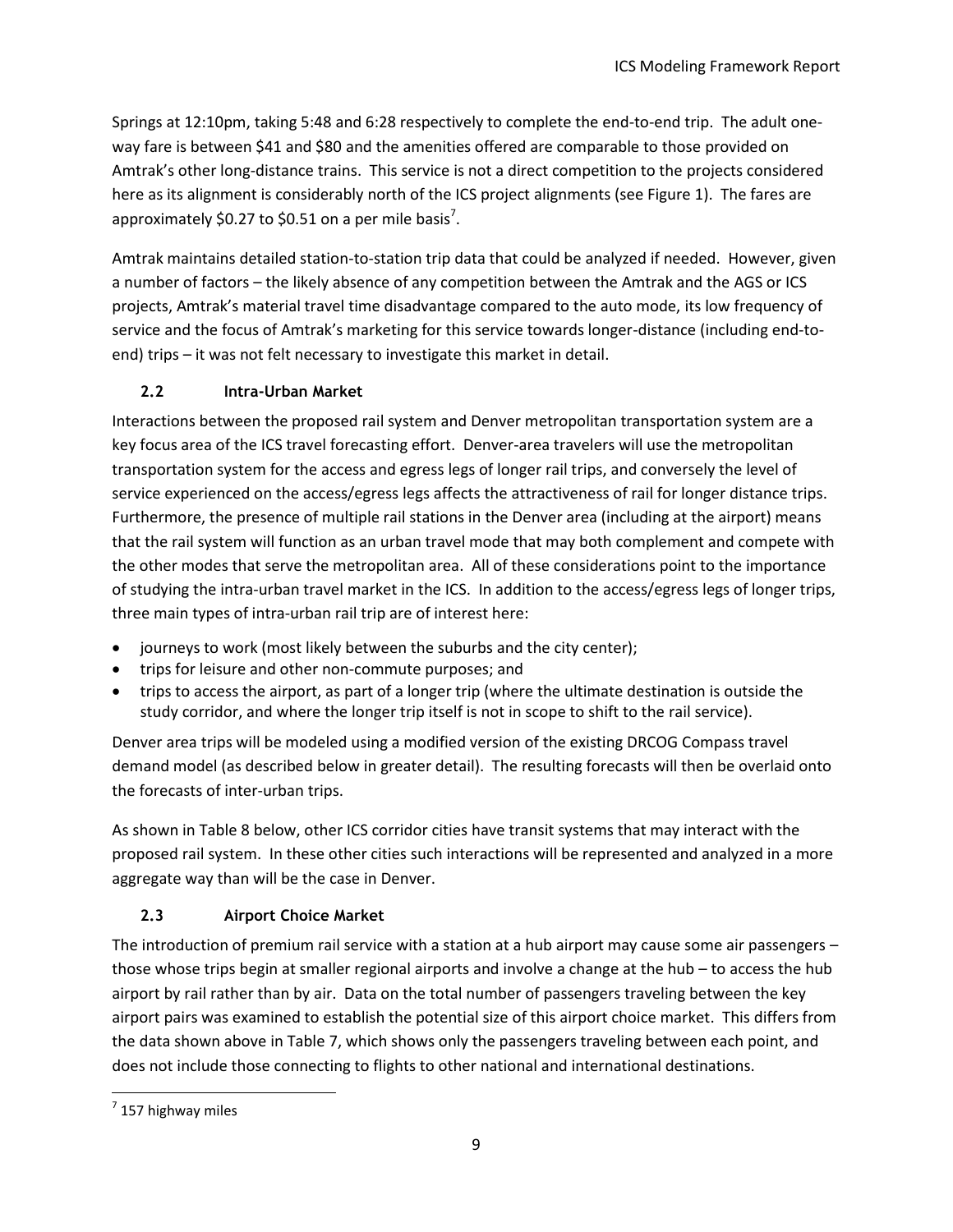Springs at 12:10pm, taking 5:48 and 6:28 respectively to complete the end-to-end trip. The adult one-way fare is between $41 and $80 and the amenities offered are comparable to those provided on Amtrak's other long-distance trains. This service is not a direct competition to the projects considered here as its alignment is considerably north of the ICS project alignments (see Figure 1). The fares are approximately $0.27 to $0.51 on a per mile basis[7].

Amtrak maintains detailed station-to-station trip data that could be analyzed if needed. However, given a number of factors – the likely absence of any competition between the Amtrak and the AGS or ICS projects, Amtrak's material travel time disadvantage compared to the auto mode, its low frequency of service and the focus of Amtrak's marketing for this service towards longer-distance (including end-to-end) trips – it was not felt necessary to investigate this market in detail.

## 2.2 Intra-Urban Market

Interactions between the proposed rail system and Denver metropolitan transportation system are a key focus area of the ICS travel forecasting effort. Denver-area travelers will use the metropolitan transportation system for the access and egress legs of longer rail trips, and conversely the level of service experienced on the access/egress legs affects the attractiveness of rail for longer distance trips. Furthermore, the presence of multiple rail stations in the Denver area (including at the airport) means that the rail system will function as an urban travel mode that may both complement and compete with the other modes that serve the metropolitan area. All of these considerations point to the importance of studying the intra-urban travel market in the ICS. In addition to the access/egress legs of longer trips, three main types of intra-urban rail trip are of interest here:

- journeys to work (most likely between the suburbs and the city center);
- trips for leisure and other non-commute purposes; and
- trips to access the airport, as part of a longer trip (where the ultimate destination is outside the study corridor, and where the longer trip itself is not in scope to shift to the rail service).

Denver area trips will be modeled using a modified version of the existing DRCOG Compass travel demand model (as described below in greater detail). The resulting forecasts will then be overlaid onto the forecasts of inter-urban trips.

As shown in Table 8 below, other ICS corridor cities have transit systems that may interact with the proposed rail system. In these other cities such interactions will be represented and analyzed in a more aggregate way than will be the case in Denver.

## 2.3 Airport Choice Market

The introduction of premium rail service with a station at a hub airport may cause some air passengers – those whose trips begin at smaller regional airports and involve a change at the hub – to access the hub airport by rail rather than by air. Data on the total number of passengers traveling between the key airport pairs was examined to establish the potential size of this airport choice market. This differs from the data shown above in Table 7, which shows only the passengers traveling between each point, and does not include those connecting to flights to other national and international destinations.

---

[7] 157 highway miles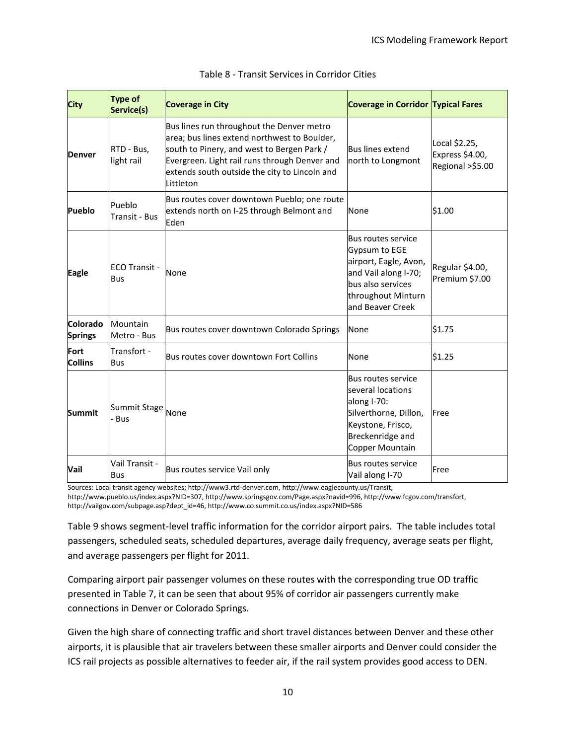Table 8 - Transit Services in Corridor Cities

| City | Type of Service(s) | Coverage in City | Coverage in Corridor | Typical Fares |
|---|---|---|---|---|
| **Denver** | RTD - Bus, light rail | Bus lines run throughout the Denver metro area; bus lines extend northwest to Boulder, south to Pinery, and west to Bergen Park / Evergreen. Light rail runs through Denver and extends south outside the city to Lincoln and Littleton | Bus lines extend north to Longmont | Local $2.25, Express $4.00, Regional >$5.00 |
| **Pueblo** | Pueblo Transit - Bus | Bus routes cover downtown Pueblo; one route extends north on I-25 through Belmont and Eden | None | $1.00 |
| **Eagle** | ECO Transit - Bus | None | Bus routes service Gypsum to EGE airport, Eagle, Avon, and Vail along I-70; bus also services throughout Minturn and Beaver Creek | Regular $4.00, Premium $7.00 |
| **Colorado Springs** | Mountain Metro - Bus | Bus routes cover downtown Colorado Springs | None | $1.75 |
| **Fort Collins** | Transfort - Bus | Bus routes cover downtown Fort Collins | None | $1.25 |
| **Summit** | Summit Stage - Bus | None | Bus routes service several locations along I-70: Silverthorne, Dillon, Keystone, Frisco, Breckenridge and Copper Mountain | Free |
| **Vail** | Vail Transit - Bus | Bus routes service Vail only | Bus routes service Vail along I-70 | Free |

Sources: Local transit agency websites; http://www3.rtd-denver.com, http://www.eaglecounty.us/Transit, http://www.pueblo.us/index.aspx?NID=307, http://www.springsgov.com/Page.aspx?navid=996, http://www.fcgov.com/transfort, http://vailgov.com/subpage.asp?dept_id=46, http://www.co.summit.co.us/index.aspx?NID=586

Table 9 shows segment-level traffic information for the corridor airport pairs. The table includes total passengers, scheduled seats, scheduled departures, average daily frequency, average seats per flight, and average passengers per flight for 2011.

Comparing airport pair passenger volumes on these routes with the corresponding true OD traffic presented in Table 7, it can be seen that about 95% of corridor air passengers currently make connections in Denver or Colorado Springs.

Given the high share of connecting traffic and short travel distances between Denver and these other airports, it is plausible that air travelers between these smaller airports and Denver could consider the ICS rail projects as possible alternatives to feeder air, if the rail system provides good access to DEN.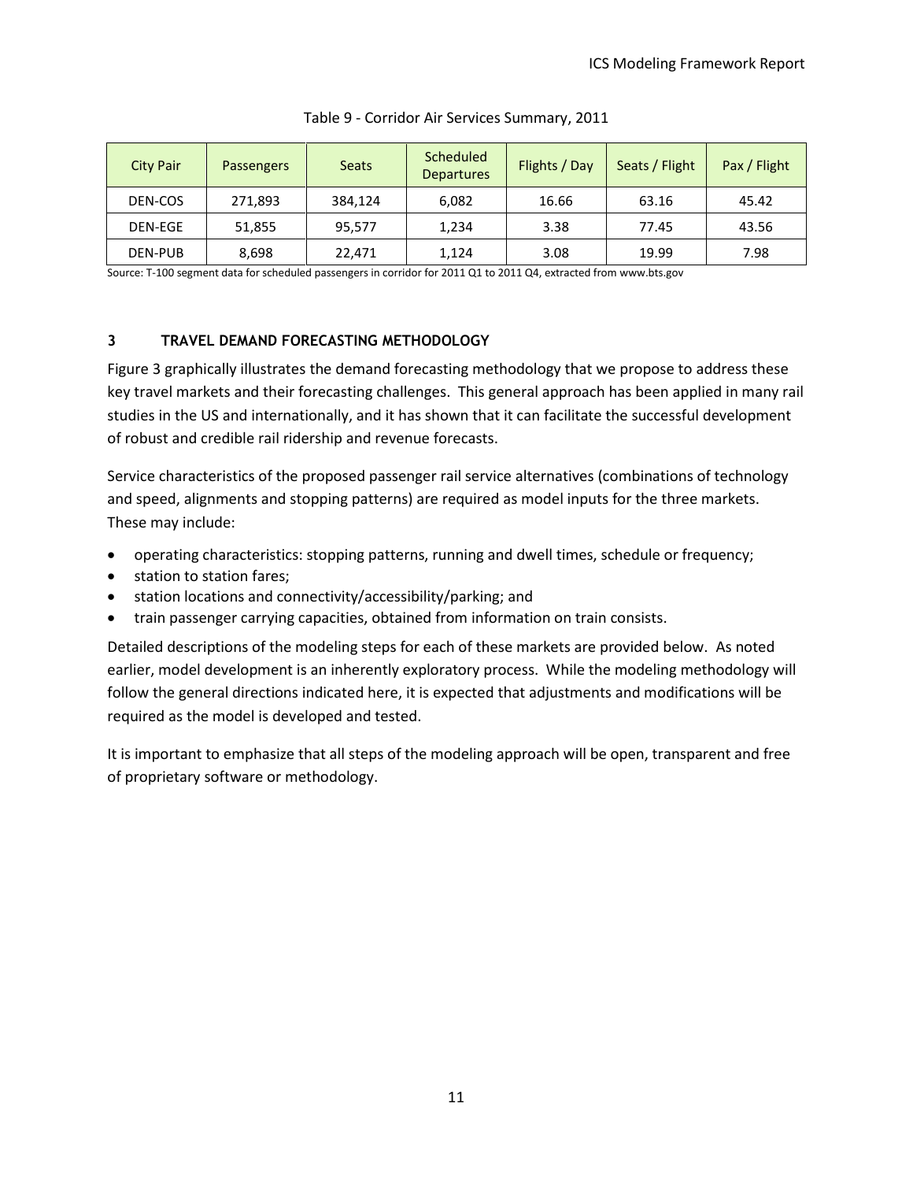Table 9 - Corridor Air Services Summary, 2011

| City Pair | Passengers | Seats | Scheduled Departures | Flights / Day | Seats / Flight | Pax / Flight |
|---|---|---|---|---|---|---|
| DEN-COS | 271,893 | 384,124 | 6,082 | 16.66 | 63.16 | 45.42 |
| DEN-EGE | 51,855 | 95,577 | 1,234 | 3.38 | 77.45 | 43.56 |
| DEN-PUB | 8,698 | 22,471 | 1,124 | 3.08 | 19.99 | 7.98 |

Source: T-100 segment data for scheduled passengers in corridor for 2011 Q1 to 2011 Q4, extracted from www.bts.gov

## 3 TRAVEL DEMAND FORECASTING METHODOLOGY

Figure 3 graphically illustrates the demand forecasting methodology that we propose to address these key travel markets and their forecasting challenges. This general approach has been applied in many rail studies in the US and internationally, and it has shown that it can facilitate the successful development of robust and credible rail ridership and revenue forecasts.

Service characteristics of the proposed passenger rail service alternatives (combinations of technology and speed, alignments and stopping patterns) are required as model inputs for the three markets. These may include:

- operating characteristics: stopping patterns, running and dwell times, schedule or frequency;
- station to station fares;
- station locations and connectivity/accessibility/parking; and
- train passenger carrying capacities, obtained from information on train consists.

Detailed descriptions of the modeling steps for each of these markets are provided below. As noted earlier, model development is an inherently exploratory process. While the modeling methodology will follow the general directions indicated here, it is expected that adjustments and modifications will be required as the model is developed and tested.

It is important to emphasize that all steps of the modeling approach will be open, transparent and free of proprietary software or methodology.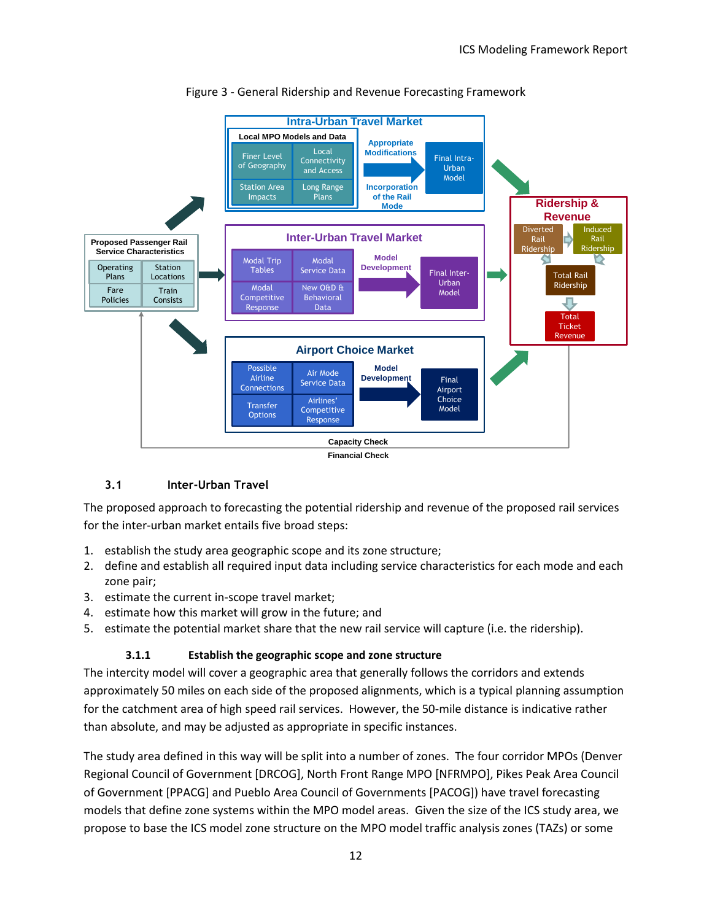Figure 3 - General Ridership and Revenue Forecasting Framework

### 3.1 Inter-Urban Travel

The proposed approach to forecasting the potential ridership and revenue of the proposed rail services for the inter-urban market entails five broad steps:

1. establish the study area geographic scope and its zone structure;
2. define and establish all required input data including service characteristics for each mode and each zone pair;
3. estimate the current in-scope travel market;
4. estimate how this market will grow in the future; and
5. estimate the potential market share that the new rail service will capture (i.e. the ridership).

#### 3.1.1 Establish the geographic scope and zone structure

The intercity model will cover a geographic area that generally follows the corridors and extends approximately 50 miles on each side of the proposed alignments, which is a typical planning assumption for the catchment area of high speed rail services. However, the 50-mile distance is indicative rather than absolute, and may be adjusted as appropriate in specific instances.

The study area defined in this way will be split into a number of zones. The four corridor MPOs (Denver Regional Council of Government [DRCOG], North Front Range MPO [NFRMPO], Pikes Peak Area Council of Government [PPACG] and Pueblo Area Council of Governments [PACOG]) have travel forecasting models that define zone systems within the MPO model areas. Given the size of the ICS study area, we propose to base the ICS model zone structure on the MPO model traffic analysis zones (TAZs) or some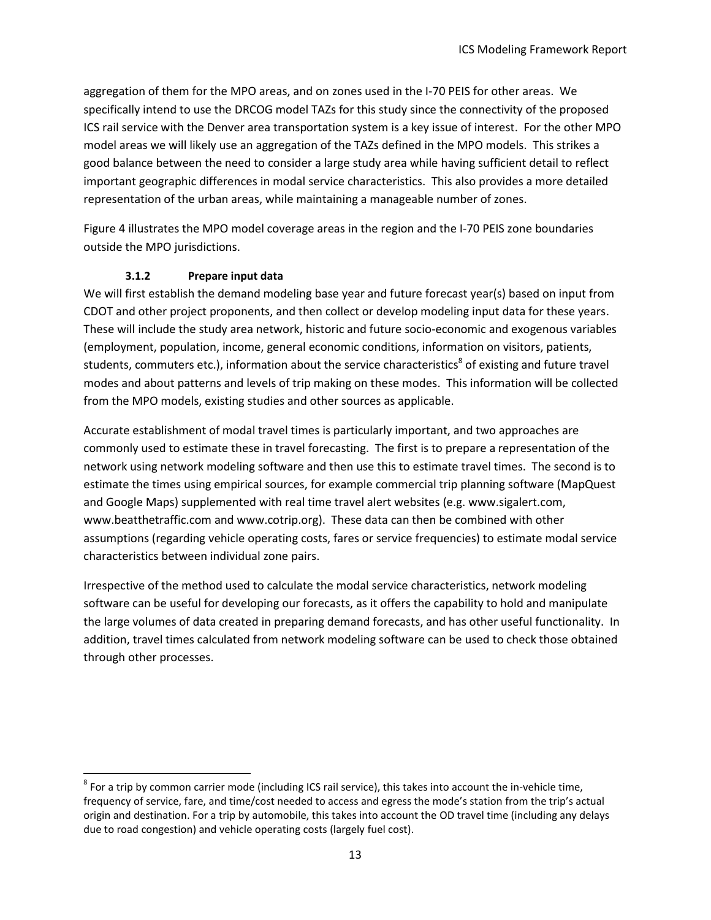aggregation of them for the MPO areas, and on zones used in the I-70 PEIS for other areas. We specifically intend to use the DRCOG model TAZs for this study since the connectivity of the proposed ICS rail service with the Denver area transportation system is a key issue of interest. For the other MPO model areas we will likely use an aggregation of the TAZs defined in the MPO models. This strikes a good balance between the need to consider a large study area while having sufficient detail to reflect important geographic differences in modal service characteristics. This also provides a more detailed representation of the urban areas, while maintaining a manageable number of zones.

Figure 4 illustrates the MPO model coverage areas in the region and the I-70 PEIS zone boundaries outside the MPO jurisdictions.

### 3.1.2 Prepare input data

We will first establish the demand modeling base year and future forecast year(s) based on input from CDOT and other project proponents, and then collect or develop modeling input data for these years. These will include the study area network, historic and future socio-economic and exogenous variables (employment, population, income, general economic conditions, information on visitors, patients, students, commuters etc.), information about the service characteristics[8] of existing and future travel modes and about patterns and levels of trip making on these modes. This information will be collected from the MPO models, existing studies and other sources as applicable.

Accurate establishment of modal travel times is particularly important, and two approaches are commonly used to estimate these in travel forecasting. The first is to prepare a representation of the network using network modeling software and then use this to estimate travel times. The second is to estimate the times using empirical sources, for example commercial trip planning software (MapQuest and Google Maps) supplemented with real time travel alert websites (e.g. www.sigalert.com, www.beatthetraffic.com and www.cotrip.org). These data can then be combined with other assumptions (regarding vehicle operating costs, fares or service frequencies) to estimate modal service characteristics between individual zone pairs.

Irrespective of the method used to calculate the modal service characteristics, network modeling software can be useful for developing our forecasts, as it offers the capability to hold and manipulate the large volumes of data created in preparing demand forecasts, and has other useful functionality. In addition, travel times calculated from network modeling software can be used to check those obtained through other processes.

---

[8] For a trip by common carrier mode (including ICS rail service), this takes into account the in-vehicle time, frequency of service, fare, and time/cost needed to access and egress the mode's station from the trip's actual origin and destination. For a trip by automobile, this takes into account the OD travel time (including any delays due to road congestion) and vehicle operating costs (largely fuel cost).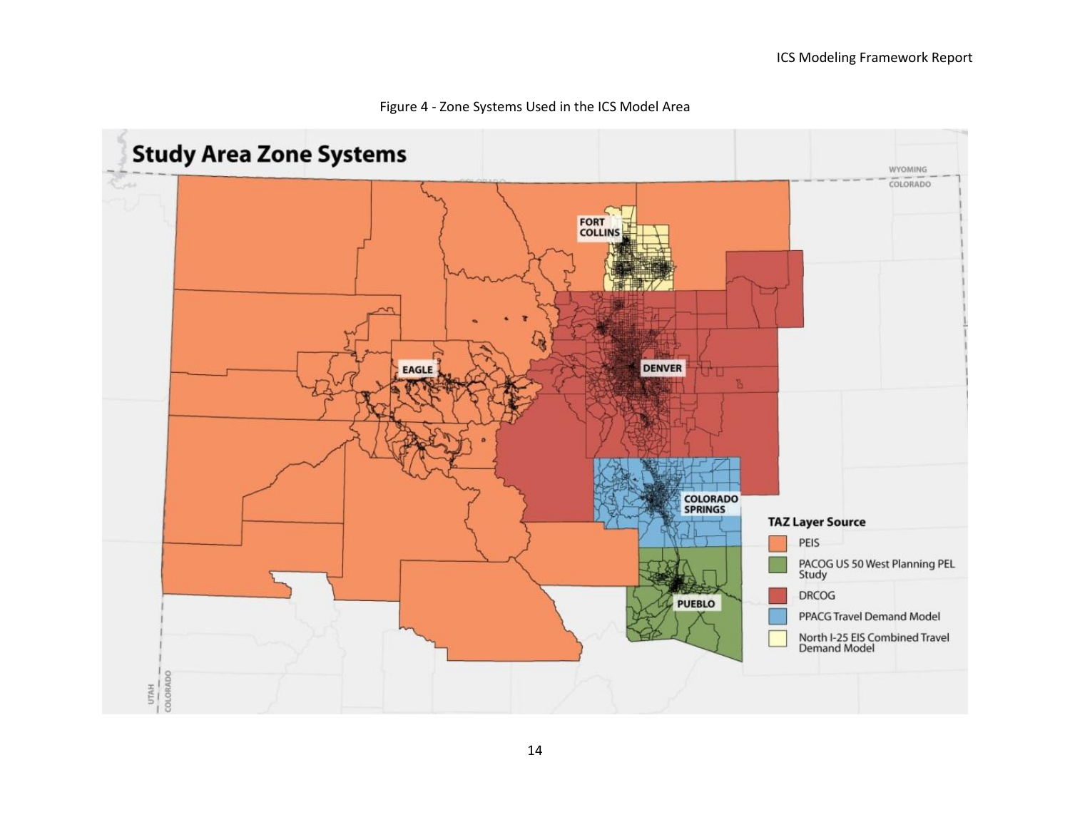Figure 4 - Zone Systems Used in the ICS Model Area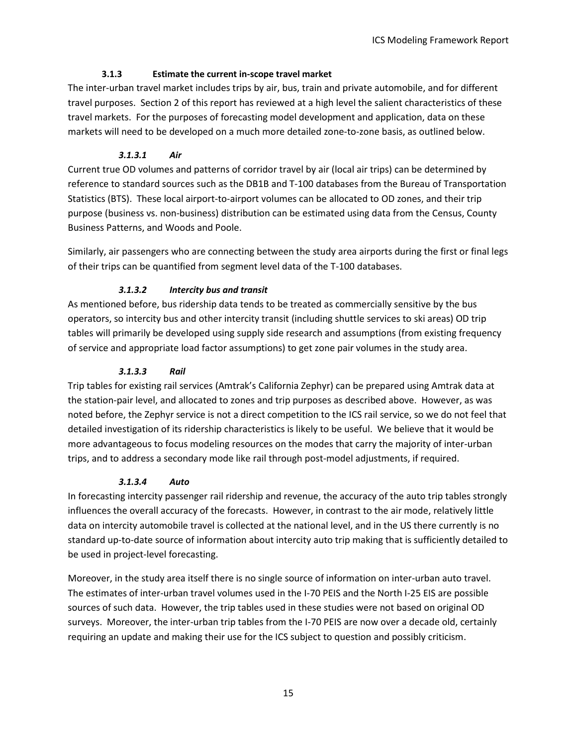### 3.1.3 Estimate the current in-scope travel market

The inter-urban travel market includes trips by air, bus, train and private automobile, and for different travel purposes. Section 2 of this report has reviewed at a high level the salient characteristics of these travel markets. For the purposes of forecasting model development and application, data on these markets will need to be developed on a much more detailed zone-to-zone basis, as outlined below.

#### *3.1.3.1 Air*

Current true OD volumes and patterns of corridor travel by air (local air trips) can be determined by reference to standard sources such as the DB1B and T-100 databases from the Bureau of Transportation Statistics (BTS). These local airport-to-airport volumes can be allocated to OD zones, and their trip purpose (business vs. non-business) distribution can be estimated using data from the Census, County Business Patterns, and Woods and Poole.

Similarly, air passengers who are connecting between the study area airports during the first or final legs of their trips can be quantified from segment level data of the T-100 databases.

#### *3.1.3.2 Intercity bus and transit*

As mentioned before, bus ridership data tends to be treated as commercially sensitive by the bus operators, so intercity bus and other intercity transit (including shuttle services to ski areas) OD trip tables will primarily be developed using supply side research and assumptions (from existing frequency of service and appropriate load factor assumptions) to get zone pair volumes in the study area.

#### *3.1.3.3 Rail*

Trip tables for existing rail services (Amtrak's California Zephyr) can be prepared using Amtrak data at the station-pair level, and allocated to zones and trip purposes as described above. However, as was noted before, the Zephyr service is not a direct competition to the ICS rail service, so we do not feel that detailed investigation of its ridership characteristics is likely to be useful. We believe that it would be more advantageous to focus modeling resources on the modes that carry the majority of inter-urban trips, and to address a secondary mode like rail through post-model adjustments, if required.

#### *3.1.3.4 Auto*

In forecasting intercity passenger rail ridership and revenue, the accuracy of the auto trip tables strongly influences the overall accuracy of the forecasts. However, in contrast to the air mode, relatively little data on intercity automobile travel is collected at the national level, and in the US there currently is no standard up-to-date source of information about intercity auto trip making that is sufficiently detailed to be used in project-level forecasting.

Moreover, in the study area itself there is no single source of information on inter-urban auto travel. The estimates of inter-urban travel volumes used in the I-70 PEIS and the North I-25 EIS are possible sources of such data. However, the trip tables used in these studies were not based on original OD surveys. Moreover, the inter-urban trip tables from the I-70 PEIS are now over a decade old, certainly requiring an update and making their use for the ICS subject to question and possibly criticism.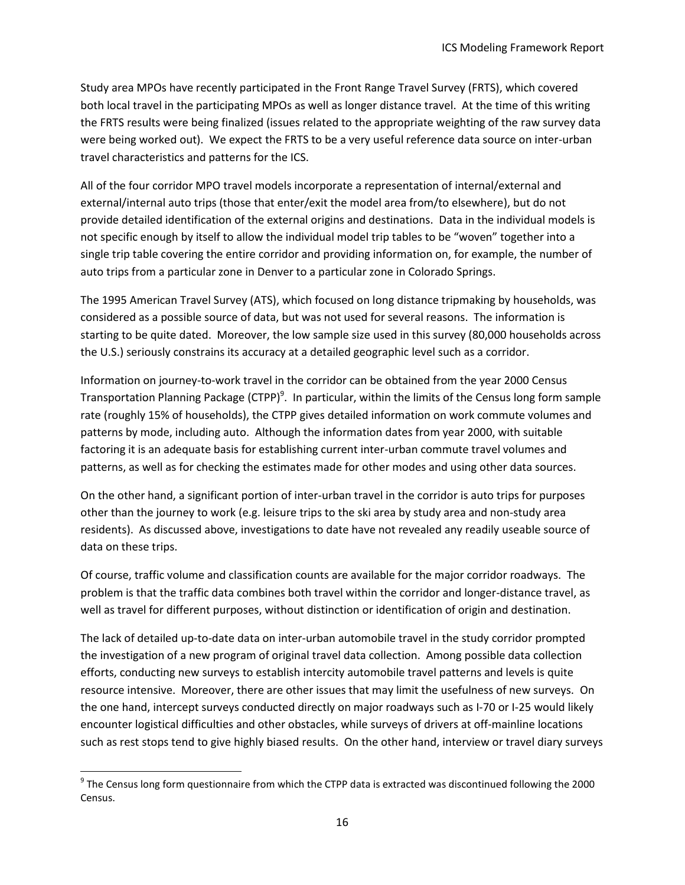Study area MPOs have recently participated in the Front Range Travel Survey (FRTS), which covered both local travel in the participating MPOs as well as longer distance travel. At the time of this writing the FRTS results were being finalized (issues related to the appropriate weighting of the raw survey data were being worked out). We expect the FRTS to be a very useful reference data source on inter-urban travel characteristics and patterns for the ICS.

All of the four corridor MPO travel models incorporate a representation of internal/external and external/internal auto trips (those that enter/exit the model area from/to elsewhere), but do not provide detailed identification of the external origins and destinations. Data in the individual models is not specific enough by itself to allow the individual model trip tables to be "woven" together into a single trip table covering the entire corridor and providing information on, for example, the number of auto trips from a particular zone in Denver to a particular zone in Colorado Springs.

The 1995 American Travel Survey (ATS), which focused on long distance tripmaking by households, was considered as a possible source of data, but was not used for several reasons. The information is starting to be quite dated. Moreover, the low sample size used in this survey (80,000 households across the U.S.) seriously constrains its accuracy at a detailed geographic level such as a corridor.

Information on journey-to-work travel in the corridor can be obtained from the year 2000 Census Transportation Planning Package (CTPP)[9]. In particular, within the limits of the Census long form sample rate (roughly 15% of households), the CTPP gives detailed information on work commute volumes and patterns by mode, including auto. Although the information dates from year 2000, with suitable factoring it is an adequate basis for establishing current inter-urban commute travel volumes and patterns, as well as for checking the estimates made for other modes and using other data sources.

On the other hand, a significant portion of inter-urban travel in the corridor is auto trips for purposes other than the journey to work (e.g. leisure trips to the ski area by study area and non-study area residents). As discussed above, investigations to date have not revealed any readily useable source of data on these trips.

Of course, traffic volume and classification counts are available for the major corridor roadways. The problem is that the traffic data combines both travel within the corridor and longer-distance travel, as well as travel for different purposes, without distinction or identification of origin and destination.

The lack of detailed up-to-date data on inter-urban automobile travel in the study corridor prompted the investigation of a new program of original travel data collection. Among possible data collection efforts, conducting new surveys to establish intercity automobile travel patterns and levels is quite resource intensive. Moreover, there are other issues that may limit the usefulness of new surveys. On the one hand, intercept surveys conducted directly on major roadways such as I-70 or I-25 would likely encounter logistical difficulties and other obstacles, while surveys of drivers at off-mainline locations such as rest stops tend to give highly biased results. On the other hand, interview or travel diary surveys

[9] The Census long form questionnaire from which the CTPP data is extracted was discontinued following the 2000 Census.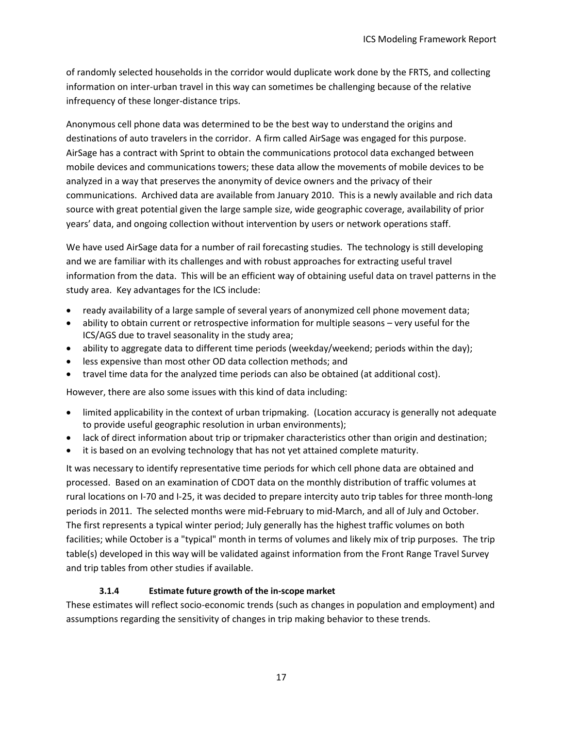of randomly selected households in the corridor would duplicate work done by the FRTS, and collecting information on inter-urban travel in this way can sometimes be challenging because of the relative infrequency of these longer-distance trips.

Anonymous cell phone data was determined to be the best way to understand the origins and destinations of auto travelers in the corridor. A firm called AirSage was engaged for this purpose. AirSage has a contract with Sprint to obtain the communications protocol data exchanged between mobile devices and communications towers; these data allow the movements of mobile devices to be analyzed in a way that preserves the anonymity of device owners and the privacy of their communications. Archived data are available from January 2010. This is a newly available and rich data source with great potential given the large sample size, wide geographic coverage, availability of prior years' data, and ongoing collection without intervention by users or network operations staff.

We have used AirSage data for a number of rail forecasting studies. The technology is still developing and we are familiar with its challenges and with robust approaches for extracting useful travel information from the data. This will be an efficient way of obtaining useful data on travel patterns in the study area. Key advantages for the ICS include:

- ready availability of a large sample of several years of anonymized cell phone movement data;
- ability to obtain current or retrospective information for multiple seasons – very useful for the ICS/AGS due to travel seasonality in the study area;
- ability to aggregate data to different time periods (weekday/weekend; periods within the day);
- less expensive than most other OD data collection methods; and
- travel time data for the analyzed time periods can also be obtained (at additional cost).

However, there are also some issues with this kind of data including:

- limited applicability in the context of urban tripmaking. (Location accuracy is generally not adequate to provide useful geographic resolution in urban environments);
- lack of direct information about trip or tripmaker characteristics other than origin and destination;
- it is based on an evolving technology that has not yet attained complete maturity.

It was necessary to identify representative time periods for which cell phone data are obtained and processed. Based on an examination of CDOT data on the monthly distribution of traffic volumes at rural locations on I-70 and I-25, it was decided to prepare intercity auto trip tables for three month-long periods in 2011. The selected months were mid-February to mid-March, and all of July and October. The first represents a typical winter period; July generally has the highest traffic volumes on both facilities; while October is a "typical" month in terms of volumes and likely mix of trip purposes. The trip table(s) developed in this way will be validated against information from the Front Range Travel Survey and trip tables from other studies if available.

#### 3.1.4 Estimate future growth of the in-scope market

These estimates will reflect socio-economic trends (such as changes in population and employment) and assumptions regarding the sensitivity of changes in trip making behavior to these trends.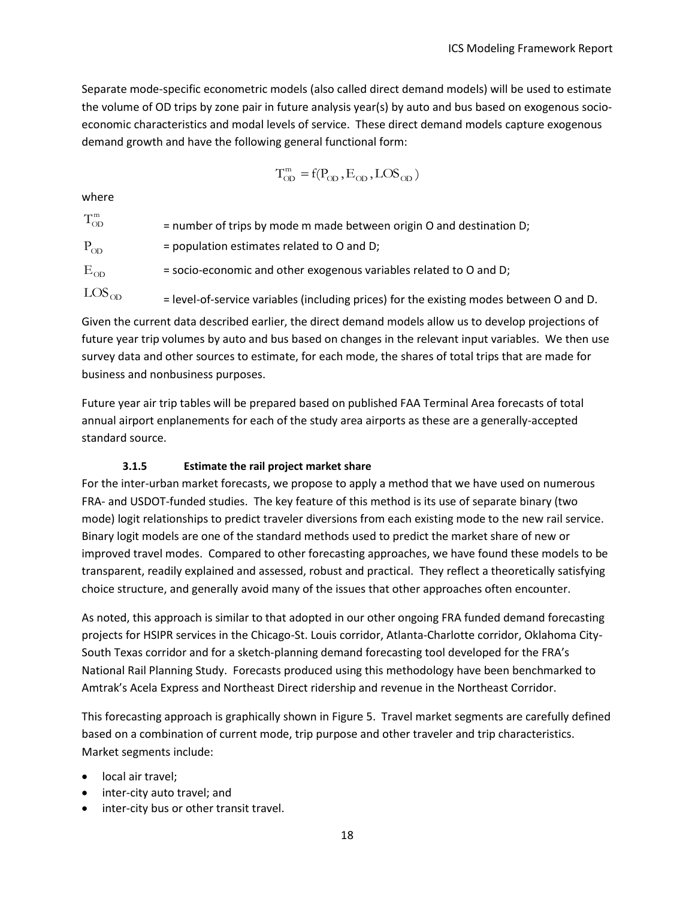Separate mode-specific econometric models (also called direct demand models) will be used to estimate the volume of OD trips by zone pair in future analysis year(s) by auto and bus based on exogenous socio-economic characteristics and modal levels of service. These direct demand models capture exogenous demand growth and have the following general functional form:

$$T_{OD}^{m} = f(P_{OD}, E_{OD}, LOS_{OD})$$

where

$T_{OD}^{m}$ = number of trips by mode m made between origin O and destination D;

$P_{OD}$ = population estimates related to O and D;

$E_{OD}$ = socio-economic and other exogenous variables related to O and D;

$LOS_{OD}$ = level-of-service variables (including prices) for the existing modes between O and D.

Given the current data described earlier, the direct demand models allow us to develop projections of future year trip volumes by auto and bus based on changes in the relevant input variables. We then use survey data and other sources to estimate, for each mode, the shares of total trips that are made for business and nonbusiness purposes.

Future year air trip tables will be prepared based on published FAA Terminal Area forecasts of total annual airport enplanements for each of the study area airports as these are a generally-accepted standard source.

### 3.1.5 Estimate the rail project market share

For the inter-urban market forecasts, we propose to apply a method that we have used on numerous FRA- and USDOT-funded studies. The key feature of this method is its use of separate binary (two mode) logit relationships to predict traveler diversions from each existing mode to the new rail service. Binary logit models are one of the standard methods used to predict the market share of new or improved travel modes. Compared to other forecasting approaches, we have found these models to be transparent, readily explained and assessed, robust and practical. They reflect a theoretically satisfying choice structure, and generally avoid many of the issues that other approaches often encounter.

As noted, this approach is similar to that adopted in our other ongoing FRA funded demand forecasting projects for HSIPR services in the Chicago-St. Louis corridor, Atlanta-Charlotte corridor, Oklahoma City-South Texas corridor and for a sketch-planning demand forecasting tool developed for the FRA's National Rail Planning Study. Forecasts produced using this methodology have been benchmarked to Amtrak's Acela Express and Northeast Direct ridership and revenue in the Northeast Corridor.

This forecasting approach is graphically shown in Figure 5. Travel market segments are carefully defined based on a combination of current mode, trip purpose and other traveler and trip characteristics. Market segments include:

- local air travel;
- inter-city auto travel; and
- inter-city bus or other transit travel.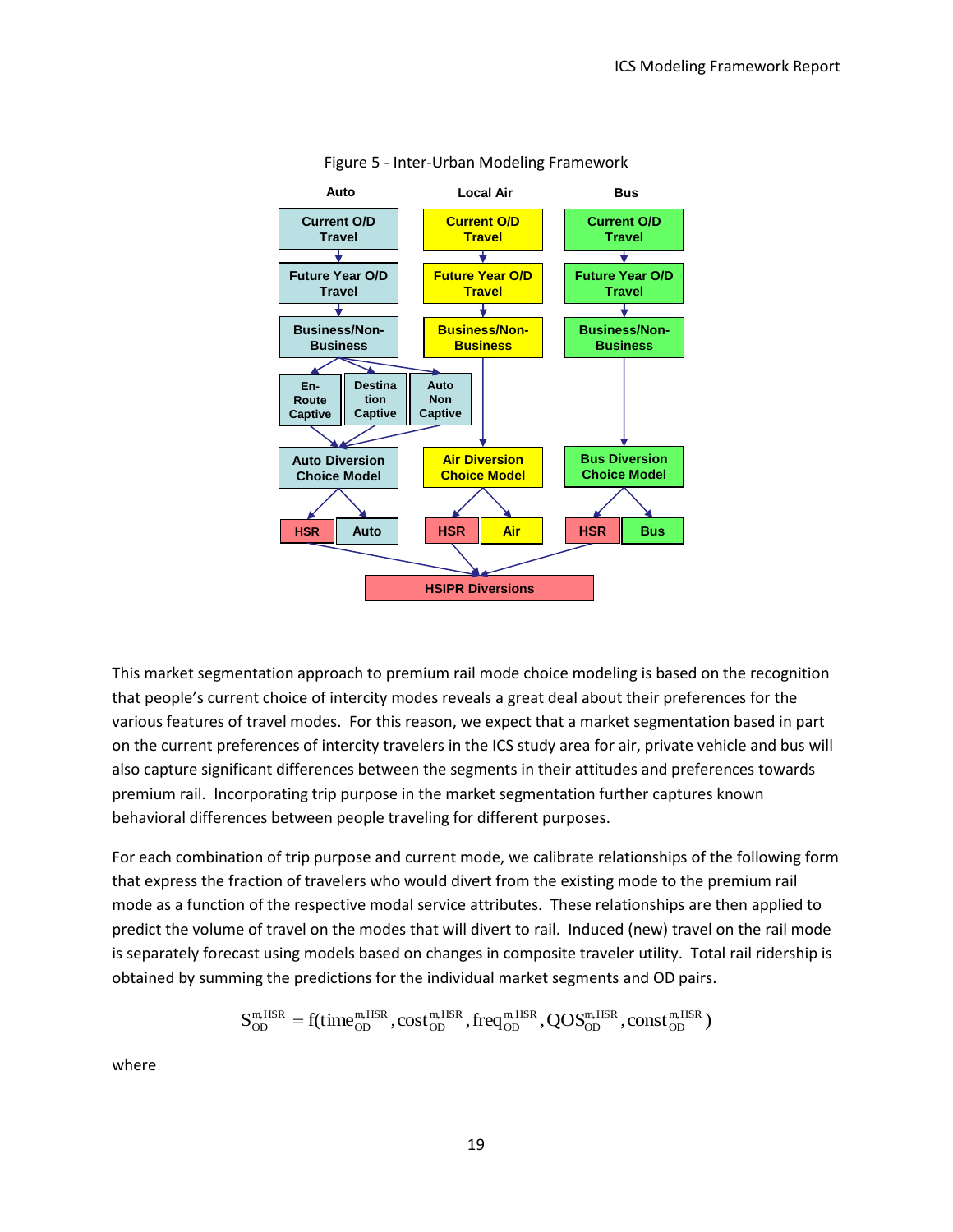Figure 5 - Inter-Urban Modeling Framework

This market segmentation approach to premium rail mode choice modeling is based on the recognition that people's current choice of intercity modes reveals a great deal about their preferences for the various features of travel modes. For this reason, we expect that a market segmentation based in part on the current preferences of intercity travelers in the ICS study area for air, private vehicle and bus will also capture significant differences between the segments in their attitudes and preferences towards premium rail. Incorporating trip purpose in the market segmentation further captures known behavioral differences between people traveling for different purposes.

For each combination of trip purpose and current mode, we calibrate relationships of the following form that express the fraction of travelers who would divert from the existing mode to the premium rail mode as a function of the respective modal service attributes. These relationships are then applied to predict the volume of travel on the modes that will divert to rail. Induced (new) travel on the rail mode is separately forecast using models based on changes in composite traveler utility. Total rail ridership is obtained by summing the predictions for the individual market segments and OD pairs.

$$S_{OD}^{m,HSR} = f(time_{OD}^{m,HSR}, cost_{OD}^{m,HSR}, freq_{OD}^{m,HSR}, QOS_{OD}^{m,HSR}, const_{OD}^{m,HSR})$$

where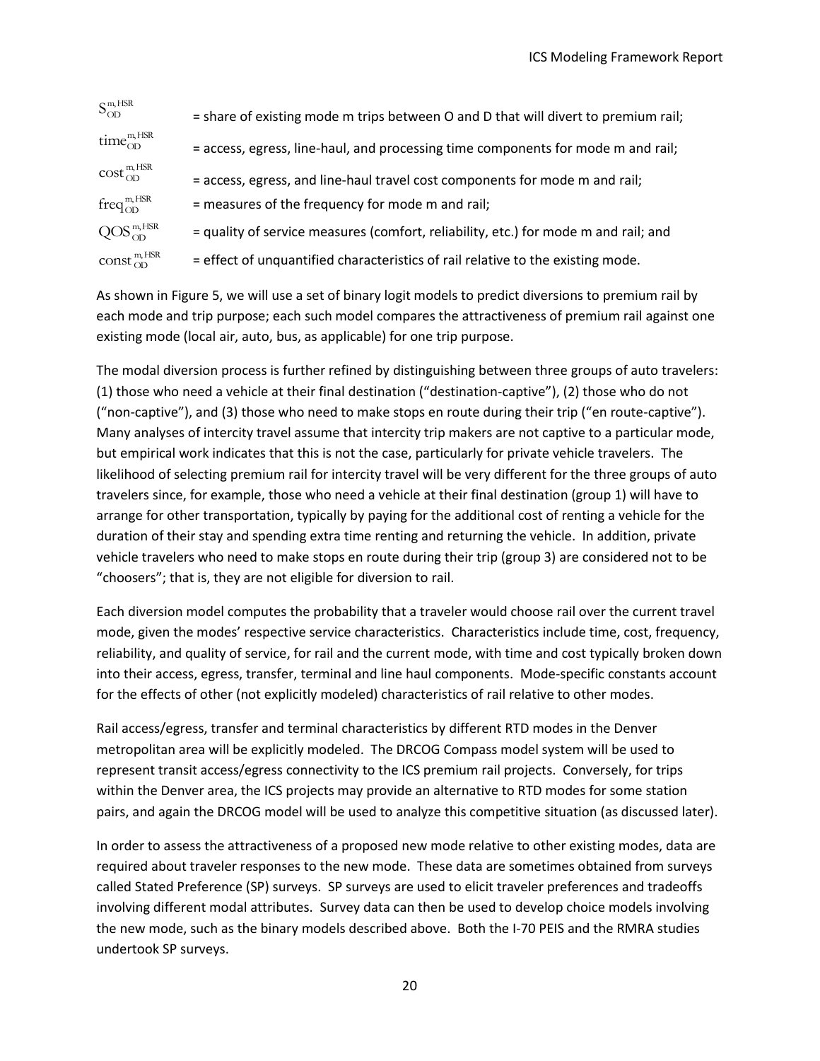$S_{OD}^{m,HSR}$ = share of existing mode m trips between O and D that will divert to premium rail;

$time_{OD}^{m,HSR}$ = access, egress, line-haul, and processing time components for mode m and rail;

$cost_{OD}^{m,HSR}$ = access, egress, and line-haul travel cost components for mode m and rail;

$freq_{OD}^{m,HSR}$ = measures of the frequency for mode m and rail;

$QOS_{OD}^{m,HSR}$ = quality of service measures (comfort, reliability, etc.) for mode m and rail; and

$const_{OD}^{m,HSR}$ = effect of unquantified characteristics of rail relative to the existing mode.

As shown in Figure 5, we will use a set of binary logit models to predict diversions to premium rail by each mode and trip purpose; each such model compares the attractiveness of premium rail against one existing mode (local air, auto, bus, as applicable) for one trip purpose.

The modal diversion process is further refined by distinguishing between three groups of auto travelers: (1) those who need a vehicle at their final destination ("destination-captive"), (2) those who do not ("non-captive"), and (3) those who need to make stops en route during their trip ("en route-captive"). Many analyses of intercity travel assume that intercity trip makers are not captive to a particular mode, but empirical work indicates that this is not the case, particularly for private vehicle travelers. The likelihood of selecting premium rail for intercity travel will be very different for the three groups of auto travelers since, for example, those who need a vehicle at their final destination (group 1) will have to arrange for other transportation, typically by paying for the additional cost of renting a vehicle for the duration of their stay and spending extra time renting and returning the vehicle. In addition, private vehicle travelers who need to make stops en route during their trip (group 3) are considered not to be "choosers"; that is, they are not eligible for diversion to rail.

Each diversion model computes the probability that a traveler would choose rail over the current travel mode, given the modes' respective service characteristics. Characteristics include time, cost, frequency, reliability, and quality of service, for rail and the current mode, with time and cost typically broken down into their access, egress, transfer, terminal and line haul components. Mode-specific constants account for the effects of other (not explicitly modeled) characteristics of rail relative to other modes.

Rail access/egress, transfer and terminal characteristics by different RTD modes in the Denver metropolitan area will be explicitly modeled. The DRCOG Compass model system will be used to represent transit access/egress connectivity to the ICS premium rail projects. Conversely, for trips within the Denver area, the ICS projects may provide an alternative to RTD modes for some station pairs, and again the DRCOG model will be used to analyze this competitive situation (as discussed later).

In order to assess the attractiveness of a proposed new mode relative to other existing modes, data are required about traveler responses to the new mode. These data are sometimes obtained from surveys called Stated Preference (SP) surveys. SP surveys are used to elicit traveler preferences and tradeoffs involving different modal attributes. Survey data can then be used to develop choice models involving the new mode, such as the binary models described above. Both the I-70 PEIS and the RMRA studies undertook SP surveys.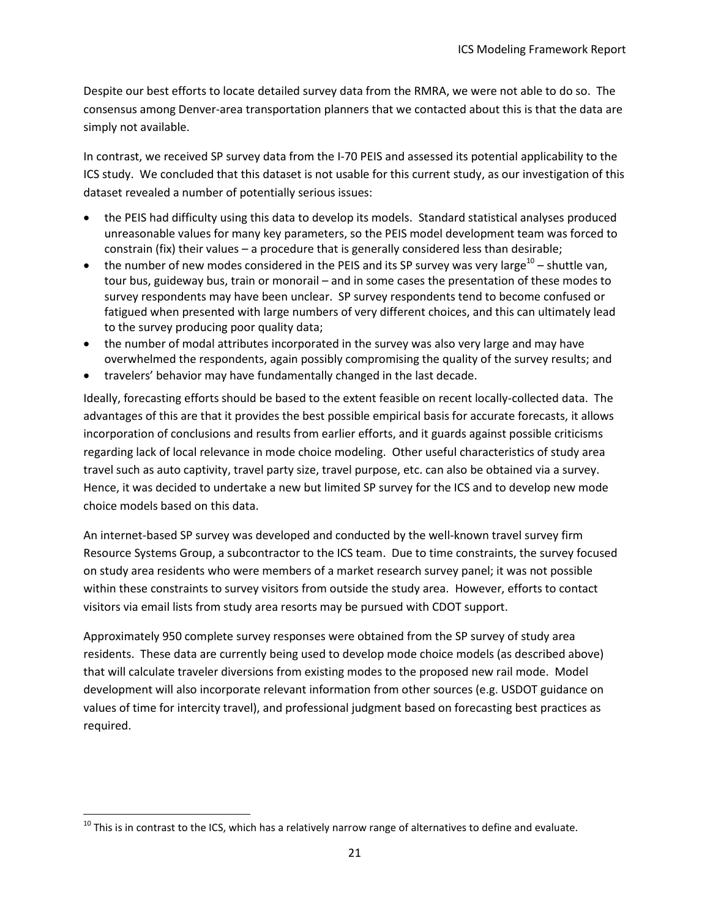Despite our best efforts to locate detailed survey data from the RMRA, we were not able to do so. The consensus among Denver-area transportation planners that we contacted about this is that the data are simply not available.

In contrast, we received SP survey data from the I-70 PEIS and assessed its potential applicability to the ICS study. We concluded that this dataset is not usable for this current study, as our investigation of this dataset revealed a number of potentially serious issues:

- the PEIS had difficulty using this data to develop its models. Standard statistical analyses produced unreasonable values for many key parameters, so the PEIS model development team was forced to constrain (fix) their values – a procedure that is generally considered less than desirable;
- the number of new modes considered in the PEIS and its SP survey was very large[10] – shuttle van, tour bus, guideway bus, train or monorail – and in some cases the presentation of these modes to survey respondents may have been unclear. SP survey respondents tend to become confused or fatigued when presented with large numbers of very different choices, and this can ultimately lead to the survey producing poor quality data;
- the number of modal attributes incorporated in the survey was also very large and may have overwhelmed the respondents, again possibly compromising the quality of the survey results; and
- travelers' behavior may have fundamentally changed in the last decade.

Ideally, forecasting efforts should be based to the extent feasible on recent locally-collected data. The advantages of this are that it provides the best possible empirical basis for accurate forecasts, it allows incorporation of conclusions and results from earlier efforts, and it guards against possible criticisms regarding lack of local relevance in mode choice modeling. Other useful characteristics of study area travel such as auto captivity, travel party size, travel purpose, etc. can also be obtained via a survey. Hence, it was decided to undertake a new but limited SP survey for the ICS and to develop new mode choice models based on this data.

An internet-based SP survey was developed and conducted by the well-known travel survey firm Resource Systems Group, a subcontractor to the ICS team. Due to time constraints, the survey focused on study area residents who were members of a market research survey panel; it was not possible within these constraints to survey visitors from outside the study area. However, efforts to contact visitors via email lists from study area resorts may be pursued with CDOT support.

Approximately 950 complete survey responses were obtained from the SP survey of study area residents. These data are currently being used to develop mode choice models (as described above) that will calculate traveler diversions from existing modes to the proposed new rail mode. Model development will also incorporate relevant information from other sources (e.g. USDOT guidance on values of time for intercity travel), and professional judgment based on forecasting best practices as required.

[10] This is in contrast to the ICS, which has a relatively narrow range of alternatives to define and evaluate.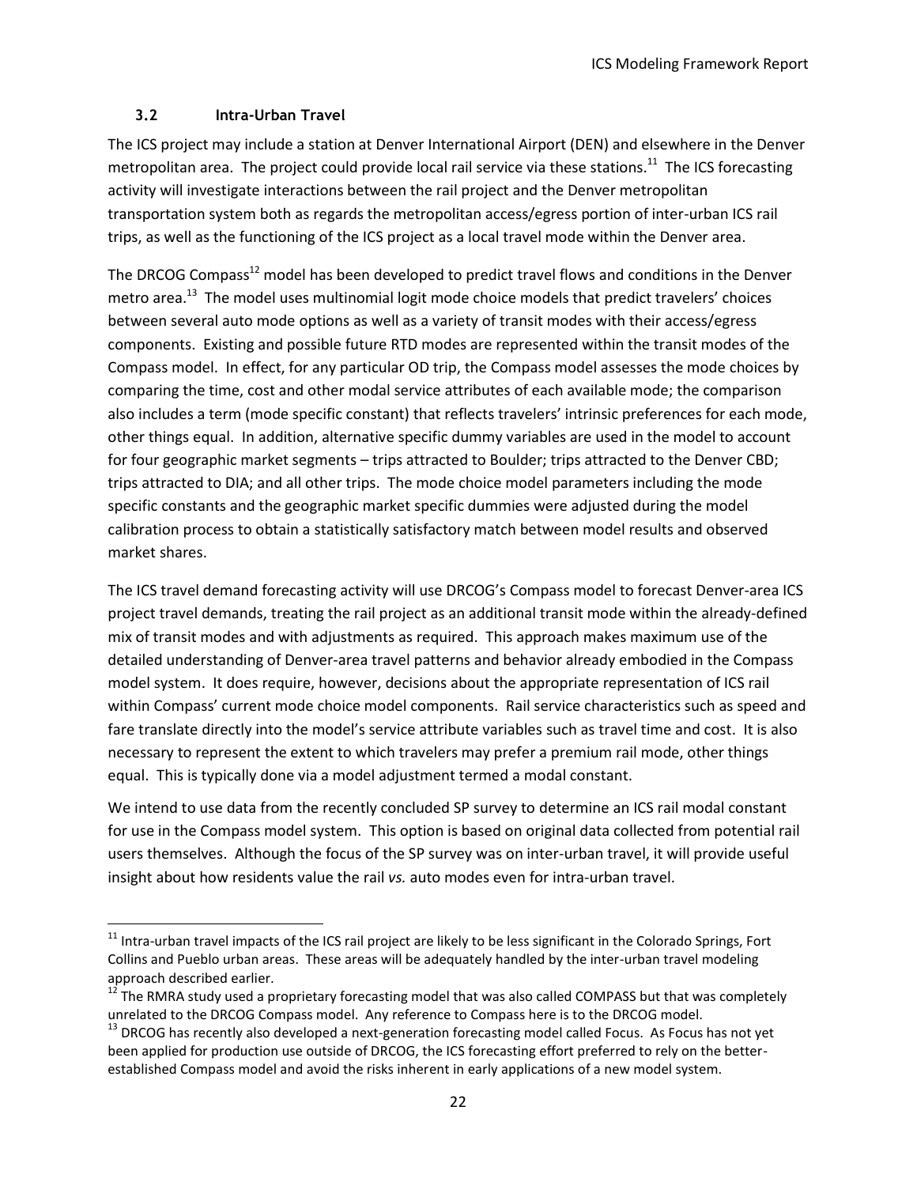### 3.2 Intra-Urban Travel

The ICS project may include a station at Denver International Airport (DEN) and elsewhere in the Denver metropolitan area. The project could provide local rail service via these stations.[11] The ICS forecasting activity will investigate interactions between the rail project and the Denver metropolitan transportation system both as regards the metropolitan access/egress portion of inter-urban ICS rail trips, as well as the functioning of the ICS project as a local travel mode within the Denver area.

The DRCOG Compass[12] model has been developed to predict travel flows and conditions in the Denver metro area.[13] The model uses multinomial logit mode choice models that predict travelers' choices between several auto mode options as well as a variety of transit modes with their access/egress components. Existing and possible future RTD modes are represented within the transit modes of the Compass model. In effect, for any particular OD trip, the Compass model assesses the mode choices by comparing the time, cost and other modal service attributes of each available mode; the comparison also includes a term (mode specific constant) that reflects travelers' intrinsic preferences for each mode, other things equal. In addition, alternative specific dummy variables are used in the model to account for four geographic market segments – trips attracted to Boulder; trips attracted to the Denver CBD; trips attracted to DIA; and all other trips. The mode choice model parameters including the mode specific constants and the geographic market specific dummies were adjusted during the model calibration process to obtain a statistically satisfactory match between model results and observed market shares.

The ICS travel demand forecasting activity will use DRCOG's Compass model to forecast Denver-area ICS project travel demands, treating the rail project as an additional transit mode within the already-defined mix of transit modes and with adjustments as required. This approach makes maximum use of the detailed understanding of Denver-area travel patterns and behavior already embodied in the Compass model system. It does require, however, decisions about the appropriate representation of ICS rail within Compass' current mode choice model components. Rail service characteristics such as speed and fare translate directly into the model's service attribute variables such as travel time and cost. It is also necessary to represent the extent to which travelers may prefer a premium rail mode, other things equal. This is typically done via a model adjustment termed a modal constant.

We intend to use data from the recently concluded SP survey to determine an ICS rail modal constant for use in the Compass model system. This option is based on original data collected from potential rail users themselves. Although the focus of the SP survey was on inter-urban travel, it will provide useful insight about how residents value the rail *vs.* auto modes even for intra-urban travel.

---

[11] Intra-urban travel impacts of the ICS rail project are likely to be less significant in the Colorado Springs, Fort Collins and Pueblo urban areas. These areas will be adequately handled by the inter-urban travel modeling approach described earlier.

[12] The RMRA study used a proprietary forecasting model that was also called COMPASS but that was completely unrelated to the DRCOG Compass model. Any reference to Compass here is to the DRCOG model.

[13] DRCOG has recently also developed a next-generation forecasting model called Focus. As Focus has not yet been applied for production use outside of DRCOG, the ICS forecasting effort preferred to rely on the better-established Compass model and avoid the risks inherent in early applications of a new model system.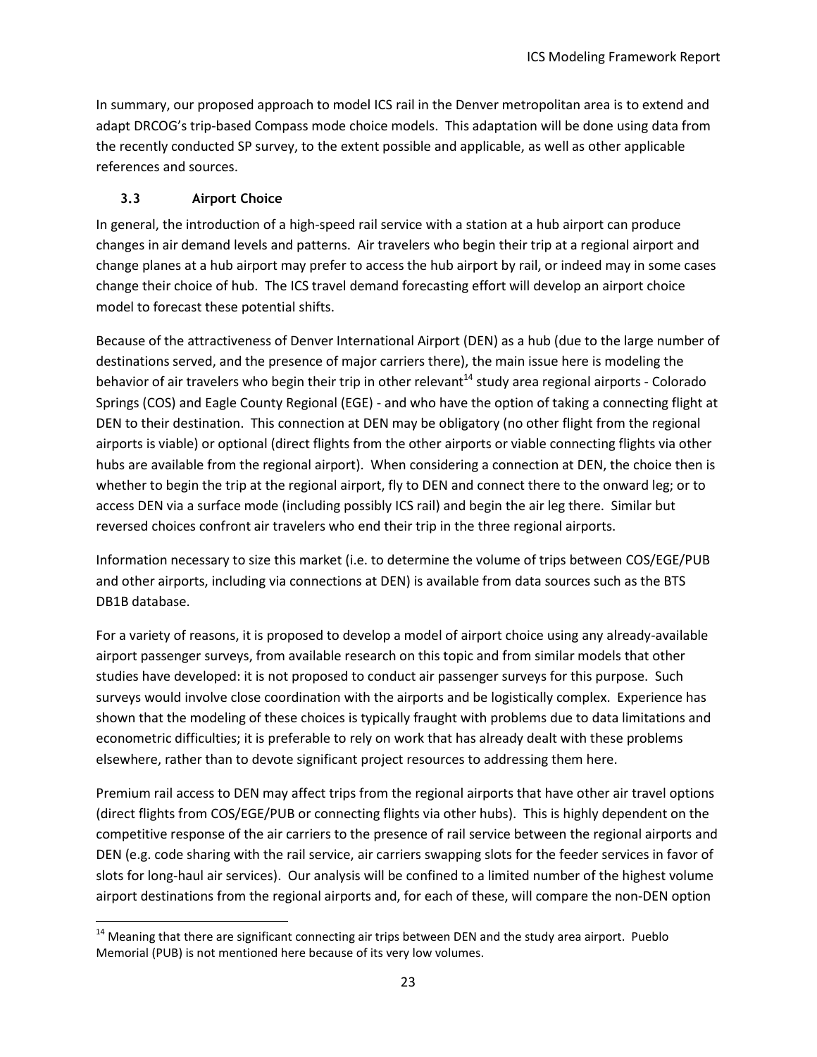In summary, our proposed approach to model ICS rail in the Denver metropolitan area is to extend and adapt DRCOG's trip-based Compass mode choice models. This adaptation will be done using data from the recently conducted SP survey, to the extent possible and applicable, as well as other applicable references and sources.

### 3.3 Airport Choice

In general, the introduction of a high-speed rail service with a station at a hub airport can produce changes in air demand levels and patterns. Air travelers who begin their trip at a regional airport and change planes at a hub airport may prefer to access the hub airport by rail, or indeed may in some cases change their choice of hub. The ICS travel demand forecasting effort will develop an airport choice model to forecast these potential shifts.

Because of the attractiveness of Denver International Airport (DEN) as a hub (due to the large number of destinations served, and the presence of major carriers there), the main issue here is modeling the behavior of air travelers who begin their trip in other relevant[14] study area regional airports - Colorado Springs (COS) and Eagle County Regional (EGE) - and who have the option of taking a connecting flight at DEN to their destination. This connection at DEN may be obligatory (no other flight from the regional airports is viable) or optional (direct flights from the other airports or viable connecting flights via other hubs are available from the regional airport). When considering a connection at DEN, the choice then is whether to begin the trip at the regional airport, fly to DEN and connect there to the onward leg; or to access DEN via a surface mode (including possibly ICS rail) and begin the air leg there. Similar but reversed choices confront air travelers who end their trip in the three regional airports.

Information necessary to size this market (i.e. to determine the volume of trips between COS/EGE/PUB and other airports, including via connections at DEN) is available from data sources such as the BTS DB1B database.

For a variety of reasons, it is proposed to develop a model of airport choice using any already-available airport passenger surveys, from available research on this topic and from similar models that other studies have developed: it is not proposed to conduct air passenger surveys for this purpose. Such surveys would involve close coordination with the airports and be logistically complex. Experience has shown that the modeling of these choices is typically fraught with problems due to data limitations and econometric difficulties; it is preferable to rely on work that has already dealt with these problems elsewhere, rather than to devote significant project resources to addressing them here.

Premium rail access to DEN may affect trips from the regional airports that have other air travel options (direct flights from COS/EGE/PUB or connecting flights via other hubs). This is highly dependent on the competitive response of the air carriers to the presence of rail service between the regional airports and DEN (e.g. code sharing with the rail service, air carriers swapping slots for the feeder services in favor of slots for long-haul air services). Our analysis will be confined to a limited number of the highest volume airport destinations from the regional airports and, for each of these, will compare the non-DEN option

---

[14] Meaning that there are significant connecting air trips between DEN and the study area airport. Pueblo Memorial (PUB) is not mentioned here because of its very low volumes.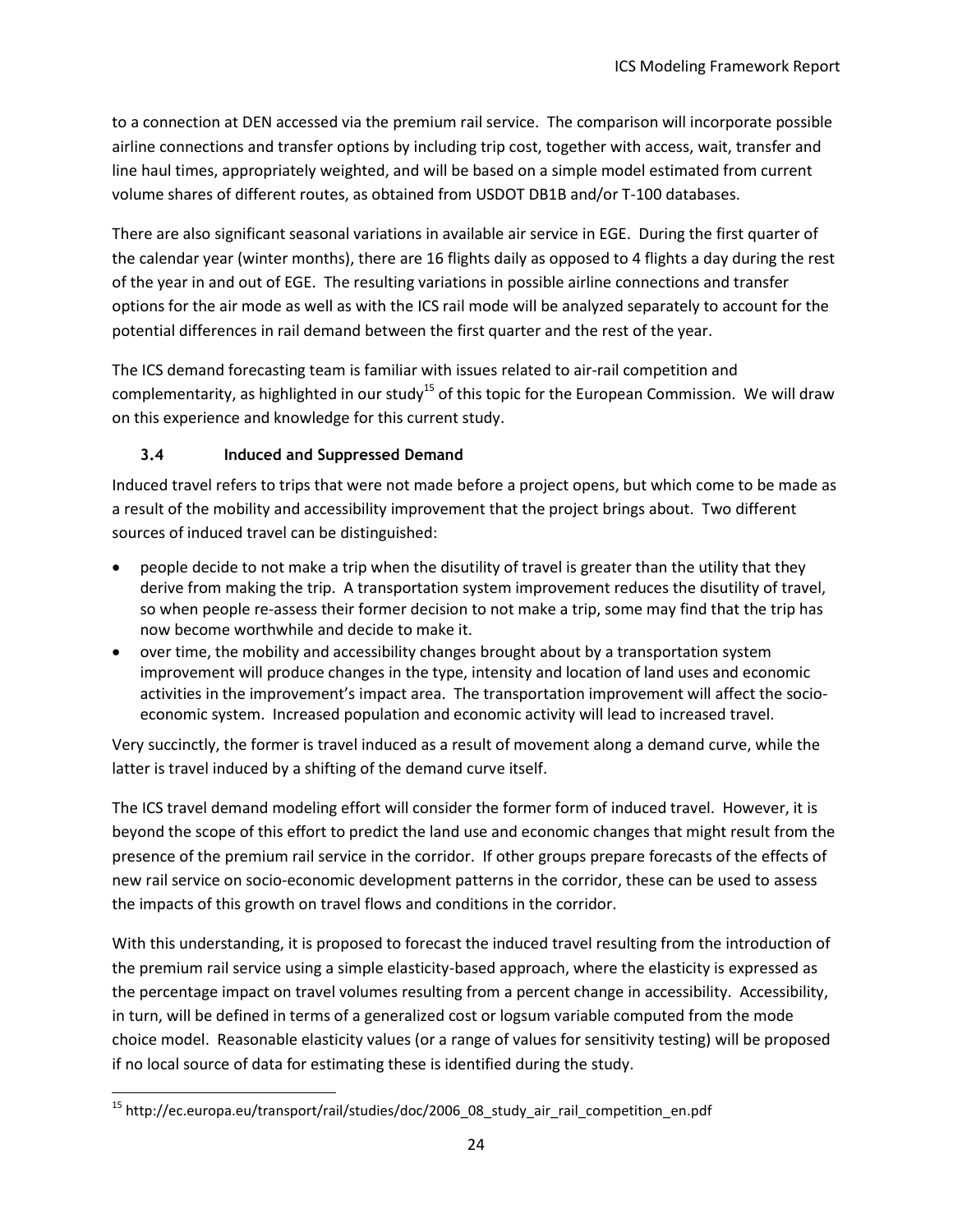to a connection at DEN accessed via the premium rail service. The comparison will incorporate possible airline connections and transfer options by including trip cost, together with access, wait, transfer and line haul times, appropriately weighted, and will be based on a simple model estimated from current volume shares of different routes, as obtained from USDOT DB1B and/or T-100 databases.

There are also significant seasonal variations in available air service in EGE. During the first quarter of the calendar year (winter months), there are 16 flights daily as opposed to 4 flights a day during the rest of the year in and out of EGE. The resulting variations in possible airline connections and transfer options for the air mode as well as with the ICS rail mode will be analyzed separately to account for the potential differences in rail demand between the first quarter and the rest of the year.

The ICS demand forecasting team is familiar with issues related to air-rail competition and complementarity, as highlighted in our study[15] of this topic for the European Commission. We will draw on this experience and knowledge for this current study.

### 3.4 Induced and Suppressed Demand

Induced travel refers to trips that were not made before a project opens, but which come to be made as a result of the mobility and accessibility improvement that the project brings about. Two different sources of induced travel can be distinguished:

- people decide to not make a trip when the disutility of travel is greater than the utility that they derive from making the trip. A transportation system improvement reduces the disutility of travel, so when people re-assess their former decision to not make a trip, some may find that the trip has now become worthwhile and decide to make it.
- over time, the mobility and accessibility changes brought about by a transportation system improvement will produce changes in the type, intensity and location of land uses and economic activities in the improvement's impact area. The transportation improvement will affect the socio-economic system. Increased population and economic activity will lead to increased travel.

Very succinctly, the former is travel induced as a result of movement along a demand curve, while the latter is travel induced by a shifting of the demand curve itself.

The ICS travel demand modeling effort will consider the former form of induced travel. However, it is beyond the scope of this effort to predict the land use and economic changes that might result from the presence of the premium rail service in the corridor. If other groups prepare forecasts of the effects of new rail service on socio-economic development patterns in the corridor, these can be used to assess the impacts of this growth on travel flows and conditions in the corridor.

With this understanding, it is proposed to forecast the induced travel resulting from the introduction of the premium rail service using a simple elasticity-based approach, where the elasticity is expressed as the percentage impact on travel volumes resulting from a percent change in accessibility. Accessibility, in turn, will be defined in terms of a generalized cost or logsum variable computed from the mode choice model. Reasonable elasticity values (or a range of values for sensitivity testing) will be proposed if no local source of data for estimating these is identified during the study.

---

[15] http://ec.europa.eu/transport/rail/studies/doc/2006_08_study_air_rail_competition_en.pdf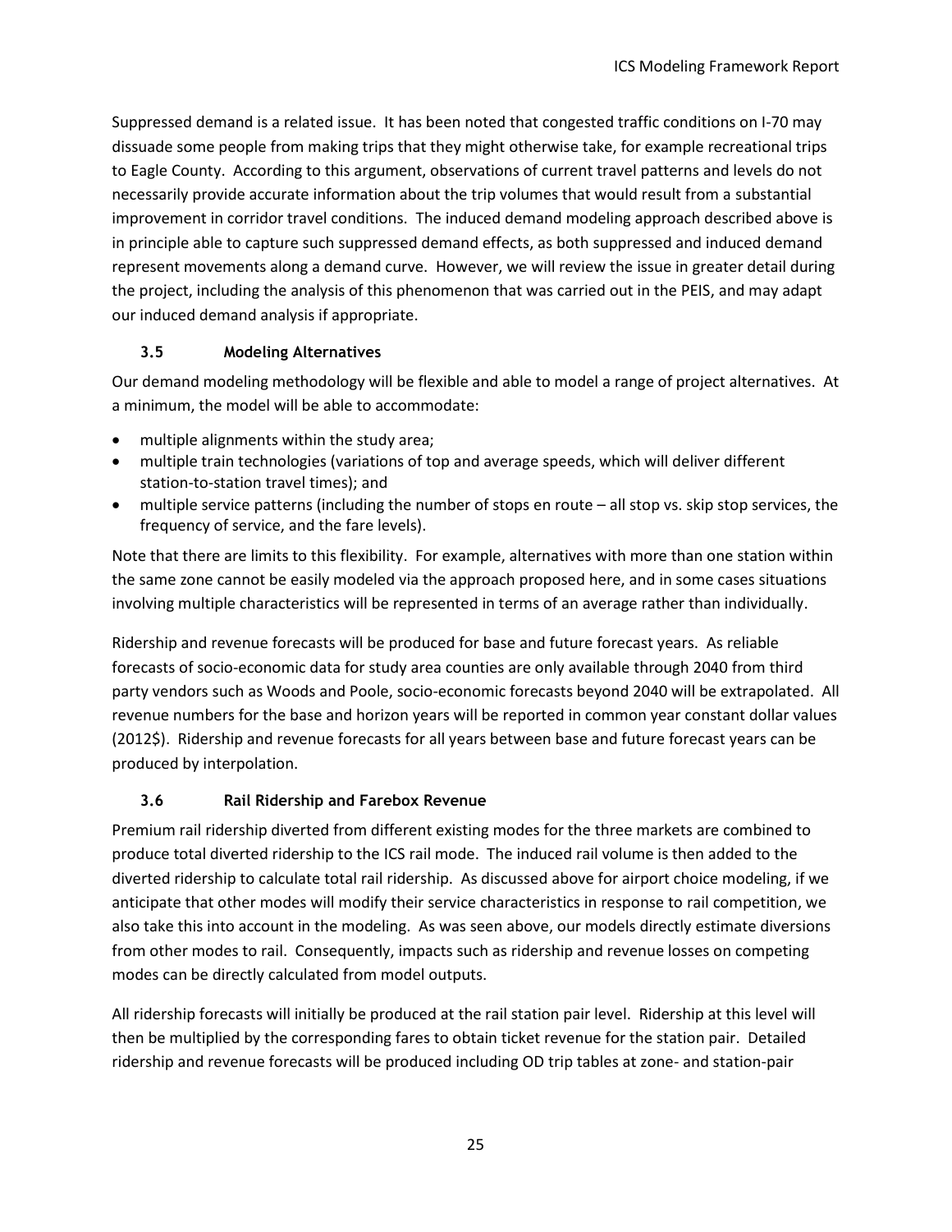Suppressed demand is a related issue. It has been noted that congested traffic conditions on I-70 may dissuade some people from making trips that they might otherwise take, for example recreational trips to Eagle County. According to this argument, observations of current travel patterns and levels do not necessarily provide accurate information about the trip volumes that would result from a substantial improvement in corridor travel conditions. The induced demand modeling approach described above is in principle able to capture such suppressed demand effects, as both suppressed and induced demand represent movements along a demand curve. However, we will review the issue in greater detail during the project, including the analysis of this phenomenon that was carried out in the PEIS, and may adapt our induced demand analysis if appropriate.

### 3.5 Modeling Alternatives

Our demand modeling methodology will be flexible and able to model a range of project alternatives. At a minimum, the model will be able to accommodate:

- multiple alignments within the study area;
- multiple train technologies (variations of top and average speeds, which will deliver different station-to-station travel times); and
- multiple service patterns (including the number of stops en route – all stop vs. skip stop services, the frequency of service, and the fare levels).

Note that there are limits to this flexibility. For example, alternatives with more than one station within the same zone cannot be easily modeled via the approach proposed here, and in some cases situations involving multiple characteristics will be represented in terms of an average rather than individually.

Ridership and revenue forecasts will be produced for base and future forecast years. As reliable forecasts of socio-economic data for study area counties are only available through 2040 from third party vendors such as Woods and Poole, socio-economic forecasts beyond 2040 will be extrapolated. All revenue numbers for the base and horizon years will be reported in common year constant dollar values (2012$). Ridership and revenue forecasts for all years between base and future forecast years can be produced by interpolation.

### 3.6 Rail Ridership and Farebox Revenue

Premium rail ridership diverted from different existing modes for the three markets are combined to produce total diverted ridership to the ICS rail mode. The induced rail volume is then added to the diverted ridership to calculate total rail ridership. As discussed above for airport choice modeling, if we anticipate that other modes will modify their service characteristics in response to rail competition, we also take this into account in the modeling. As was seen above, our models directly estimate diversions from other modes to rail. Consequently, impacts such as ridership and revenue losses on competing modes can be directly calculated from model outputs.

All ridership forecasts will initially be produced at the rail station pair level. Ridership at this level will then be multiplied by the corresponding fares to obtain ticket revenue for the station pair. Detailed ridership and revenue forecasts will be produced including OD trip tables at zone- and station-pair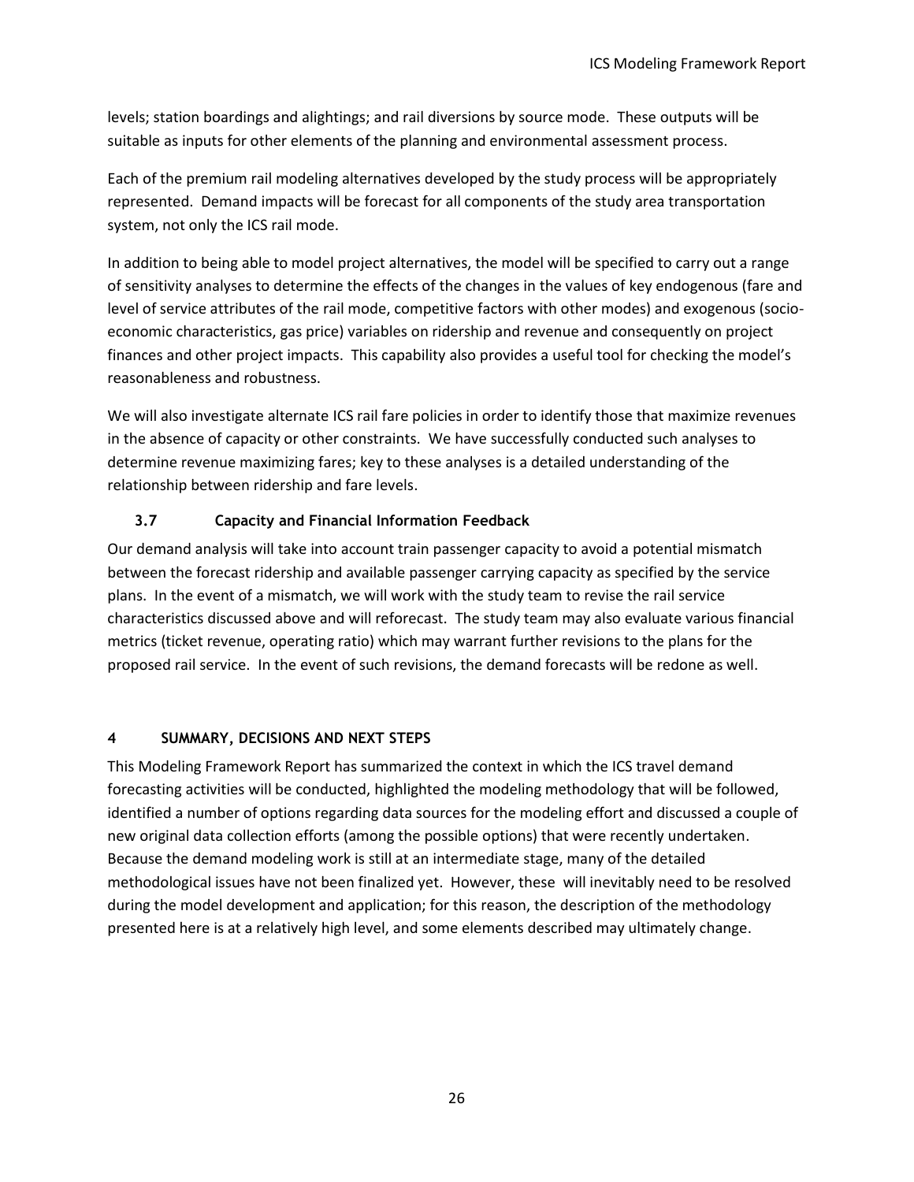levels; station boardings and alightings; and rail diversions by source mode. These outputs will be suitable as inputs for other elements of the planning and environmental assessment process.

Each of the premium rail modeling alternatives developed by the study process will be appropriately represented. Demand impacts will be forecast for all components of the study area transportation system, not only the ICS rail mode.

In addition to being able to model project alternatives, the model will be specified to carry out a range of sensitivity analyses to determine the effects of the changes in the values of key endogenous (fare and level of service attributes of the rail mode, competitive factors with other modes) and exogenous (socio-economic characteristics, gas price) variables on ridership and revenue and consequently on project finances and other project impacts. This capability also provides a useful tool for checking the model's reasonableness and robustness.

We will also investigate alternate ICS rail fare policies in order to identify those that maximize revenues in the absence of capacity or other constraints. We have successfully conducted such analyses to determine revenue maximizing fares; key to these analyses is a detailed understanding of the relationship between ridership and fare levels.

### 3.7 Capacity and Financial Information Feedback

Our demand analysis will take into account train passenger capacity to avoid a potential mismatch between the forecast ridership and available passenger carrying capacity as specified by the service plans. In the event of a mismatch, we will work with the study team to revise the rail service characteristics discussed above and will reforecast. The study team may also evaluate various financial metrics (ticket revenue, operating ratio) which may warrant further revisions to the plans for the proposed rail service. In the event of such revisions, the demand forecasts will be redone as well.

## 4 SUMMARY, DECISIONS AND NEXT STEPS

This Modeling Framework Report has summarized the context in which the ICS travel demand forecasting activities will be conducted, highlighted the modeling methodology that will be followed, identified a number of options regarding data sources for the modeling effort and discussed a couple of new original data collection efforts (among the possible options) that were recently undertaken. Because the demand modeling work is still at an intermediate stage, many of the detailed methodological issues have not been finalized yet. However, these will inevitably need to be resolved during the model development and application; for this reason, the description of the methodology presented here is at a relatively high level, and some elements described may ultimately change.